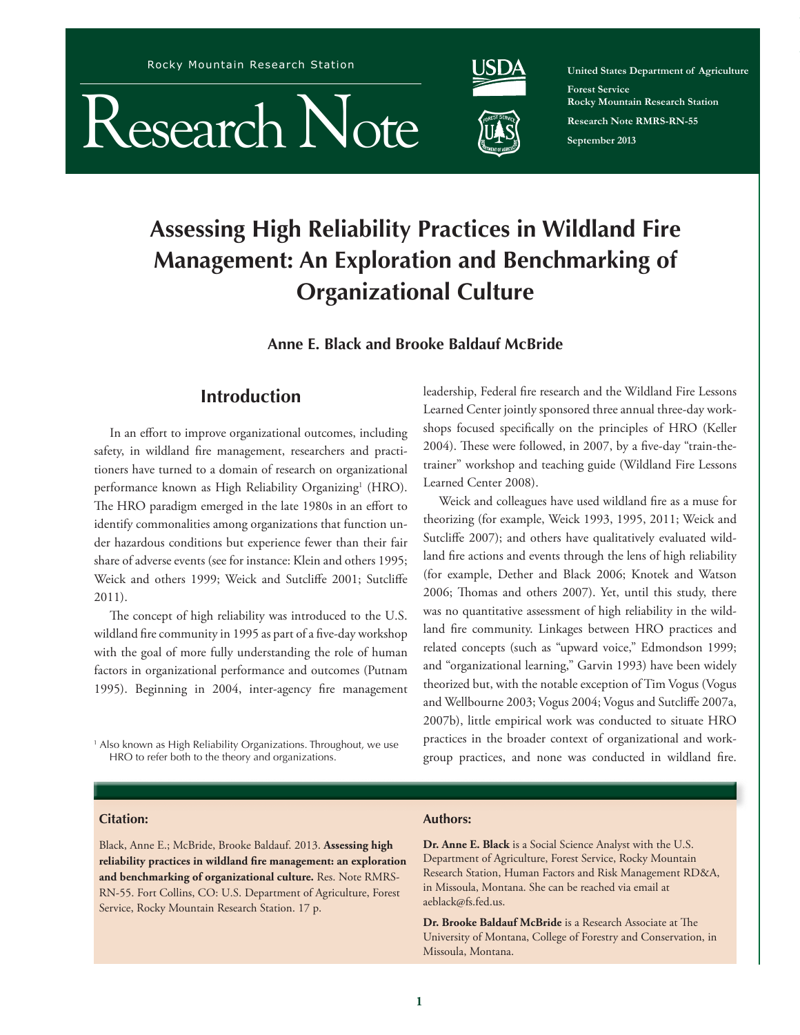Rocky Mountain Research Station

# Research Note

United States Department of Agriculture
Forest Service
Rocky Mountain Research Station
Research Note RMRS-RN-55
September 2013

# Assessing High Reliability Practices in Wildland Fire Management: An Exploration and Benchmarking of Organizational Culture

**Anne E. Black and Brooke Baldauf McBride**

## Introduction

In an effort to improve organizational outcomes, including safety, in wildland fire management, researchers and practitioners have turned to a domain of research on organizational performance known as High Reliability Organizing[1] (HRO). The HRO paradigm emerged in the late 1980s in an effort to identify commonalities among organizations that function under hazardous conditions but experience fewer than their fair share of adverse events (see for instance: Klein and others 1995; Weick and others 1999; Weick and Sutcliffe 2001; Sutcliffe 2011).

The concept of high reliability was introduced to the U.S. wildland fire community in 1995 as part of a five-day workshop with the goal of more fully understanding the role of human factors in organizational performance and outcomes (Putnam 1995). Beginning in 2004, inter-agency fire management leadership, Federal fire research and the Wildland Fire Lessons Learned Center jointly sponsored three annual three-day workshops focused specifically on the principles of HRO (Keller 2004). These were followed, in 2007, by a five-day "train-the-trainer" workshop and teaching guide (Wildland Fire Lessons Learned Center 2008).

Weick and colleagues have used wildland fire as a muse for theorizing (for example, Weick 1993, 1995, 2011; Weick and Sutcliffe 2007); and others have qualitatively evaluated wildland fire actions and events through the lens of high reliability (for example, Dether and Black 2006; Knotek and Watson 2006; Thomas and others 2007). Yet, until this study, there was no quantitative assessment of high reliability in the wildland fire community. Linkages between HRO practices and related concepts (such as "upward voice," Edmondson 1999; and "organizational learning," Garvin 1993) have been widely theorized but, with the notable exception of Tim Vogus (Vogus and Wellbourne 2003; Vogus 2004; Vogus and Sutcliffe 2007a, 2007b), little empirical work was conducted to situate HRO practices in the broader context of organizational and work-group practices, and none was conducted in wildland fire.

[1] Also known as High Reliability Organizations. Throughout, we use HRO to refer both to the theory and organizations.

**Citation:**

Black, Anne E.; McBride, Brooke Baldauf. 2013. **Assessing high reliability practices in wildland fire management: an exploration and benchmarking of organizational culture.** Res. Note RMRS-RN-55. Fort Collins, CO: U.S. Department of Agriculture, Forest Service, Rocky Mountain Research Station. 17 p.

**Authors:**

**Dr. Anne E. Black** is a Social Science Analyst with the U.S. Department of Agriculture, Forest Service, Rocky Mountain Research Station, Human Factors and Risk Management RD&A, in Missoula, Montana. She can be reached via email at aeblack@fs.fed.us.

**Dr. Brooke Baldauf McBride** is a Research Associate at The University of Montana, College of Forestry and Conservation, in Missoula, Montana.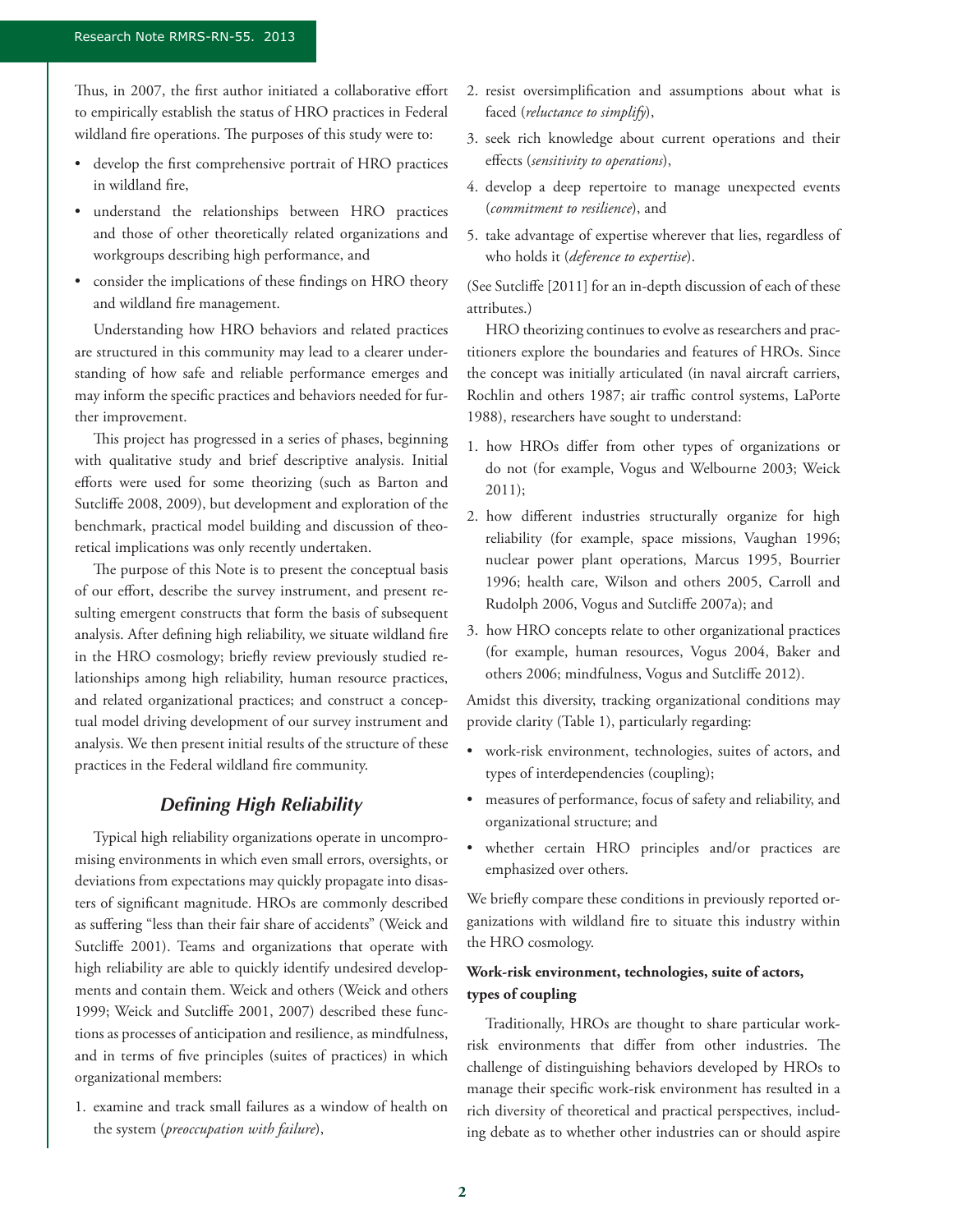Thus, in 2007, the first author initiated a collaborative effort to empirically establish the status of HRO practices in Federal wildland fire operations. The purposes of this study were to:

- develop the first comprehensive portrait of HRO practices in wildland fire,
- understand the relationships between HRO practices and those of other theoretically related organizations and workgroups describing high performance, and
- consider the implications of these findings on HRO theory and wildland fire management.

Understanding how HRO behaviors and related practices are structured in this community may lead to a clearer understanding of how safe and reliable performance emerges and may inform the specific practices and behaviors needed for further improvement.

This project has progressed in a series of phases, beginning with qualitative study and brief descriptive analysis. Initial efforts were used for some theorizing (such as Barton and Sutcliffe 2008, 2009), but development and exploration of the benchmark, practical model building and discussion of theoretical implications was only recently undertaken.

The purpose of this Note is to present the conceptual basis of our effort, describe the survey instrument, and present resulting emergent constructs that form the basis of subsequent analysis. After defining high reliability, we situate wildland fire in the HRO cosmology; briefly review previously studied relationships among high reliability, human resource practices, and related organizational practices; and construct a conceptual model driving development of our survey instrument and analysis. We then present initial results of the structure of these practices in the Federal wildland fire community.

## *Defining High Reliability*

Typical high reliability organizations operate in uncompromising environments in which even small errors, oversights, or deviations from expectations may quickly propagate into disasters of significant magnitude. HROs are commonly described as suffering "less than their fair share of accidents" (Weick and Sutcliffe 2001). Teams and organizations that operate with high reliability are able to quickly identify undesired developments and contain them. Weick and others (Weick and others 1999; Weick and Sutcliffe 2001, 2007) described these functions as processes of anticipation and resilience, as mindfulness, and in terms of five principles (suites of practices) in which organizational members:

1. examine and track small failures as a window of health on the system (*preoccupation with failure*),
2. resist oversimplification and assumptions about what is faced (*reluctance to simplify*),
3. seek rich knowledge about current operations and their effects (*sensitivity to operations*),
4. develop a deep repertoire to manage unexpected events (*commitment to resilience*), and
5. take advantage of expertise wherever that lies, regardless of who holds it (*deference to expertise*).

(See Sutcliffe [2011] for an in-depth discussion of each of these attributes.)

HRO theorizing continues to evolve as researchers and practitioners explore the boundaries and features of HROs. Since the concept was initially articulated (in naval aircraft carriers, Rochlin and others 1987; air traffic control systems, LaPorte 1988), researchers have sought to understand:

1. how HROs differ from other types of organizations or do not (for example, Vogus and Welbourne 2003; Weick 2011);
2. how different industries structurally organize for high reliability (for example, space missions, Vaughan 1996; nuclear power plant operations, Marcus 1995, Bourrier 1996; health care, Wilson and others 2005, Carroll and Rudolph 2006, Vogus and Sutcliffe 2007a); and
3. how HRO concepts relate to other organizational practices (for example, human resources, Vogus 2004, Baker and others 2006; mindfulness, Vogus and Sutcliffe 2012).

Amidst this diversity, tracking organizational conditions may provide clarity (Table 1), particularly regarding:

- work-risk environment, technologies, suites of actors, and types of interdependencies (coupling);
- measures of performance, focus of safety and reliability, and organizational structure; and
- whether certain HRO principles and/or practices are emphasized over others.

We briefly compare these conditions in previously reported organizations with wildland fire to situate this industry within the HRO cosmology.

### **Work-risk environment, technologies, suite of actors, types of coupling**

Traditionally, HROs are thought to share particular work-risk environments that differ from other industries. The challenge of distinguishing behaviors developed by HROs to manage their specific work-risk environment has resulted in a rich diversity of theoretical and practical perspectives, including debate as to whether other industries can or should aspire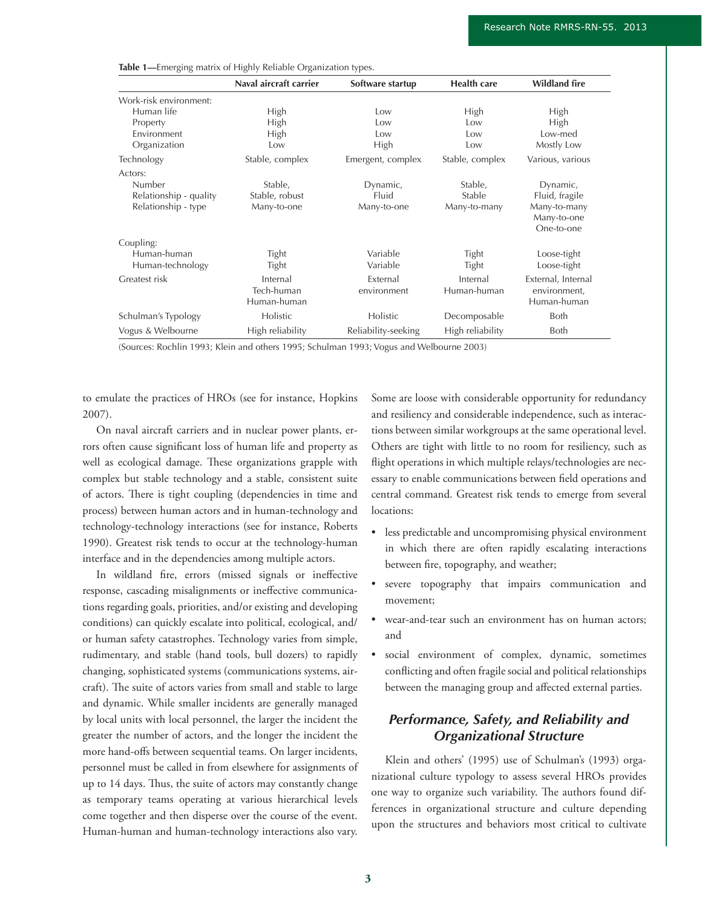**Table 1**—Emerging matrix of Highly Reliable Organization types.

| | Naval aircraft carrier | Software startup | Health care | Wildland fire |
|---|---|---|---|---|
| Work-risk environment: | | | | |
| Human life | High | Low | High | High |
| Property | High | Low | Low | High |
| Environment | High | Low | Low | Low-med |
| Organization | Low | High | Low | Mostly Low |
| Technology | Stable, complex | Emergent, complex | Stable, complex | Various, various |
| Actors: | | | | |
| Number | Stable, | Dynamic, | Stable, | Dynamic, |
| Relationship - quality | Stable, robust | Fluid | Stable | Fluid, fragile |
| Relationship - type | Many-to-one | Many-to-one | Many-to-many | Many-to-many Many-to-one One-to-one |
| Coupling: | | | | |
| Human-human | Tight | Variable | Tight | Loose-tight |
| Human-technology | Tight | Variable | Tight | Loose-tight |
| Greatest risk | Internal Tech-human Human-human | External environment | Internal Human-human | External, Internal environment, Human-human |
| Schulman's Typology | Holistic | Holistic | Decomposable | Both |
| Vogus & Welbourne | High reliability | Reliability-seeking | High reliability | Both |

(Sources: Rochlin 1993; Klein and others 1995; Schulman 1993; Vogus and Welbourne 2003)

to emulate the practices of HROs (see for instance, Hopkins 2007).

On naval aircraft carriers and in nuclear power plants, errors often cause significant loss of human life and property as well as ecological damage. These organizations grapple with complex but stable technology and a stable, consistent suite of actors. There is tight coupling (dependencies in time and process) between human actors and in human-technology and technology-technology interactions (see for instance, Roberts 1990). Greatest risk tends to occur at the technology-human interface and in the dependencies among multiple actors.

In wildland fire, errors (missed signals or ineffective response, cascading misalignments or ineffective communications regarding goals, priorities, and/or existing and developing conditions) can quickly escalate into political, ecological, and/or human safety catastrophes. Technology varies from simple, rudimentary, and stable (hand tools, bull dozers) to rapidly changing, sophisticated systems (communications systems, aircraft). The suite of actors varies from small and stable to large and dynamic. While smaller incidents are generally managed by local units with local personnel, the larger the incident the greater the number of actors, and the longer the incident the more hand-offs between sequential teams. On larger incidents, personnel must be called in from elsewhere for assignments of up to 14 days. Thus, the suite of actors may constantly change as temporary teams operating at various hierarchical levels come together and then disperse over the course of the event. Human-human and human-technology interactions also vary. Some are loose with considerable opportunity for redundancy and resiliency and considerable independence, such as interactions between similar workgroups at the same operational level. Others are tight with little to no room for resiliency, such as flight operations in which multiple relays/technologies are necessary to enable communications between field operations and central command. Greatest risk tends to emerge from several locations:

- less predictable and uncompromising physical environment in which there are often rapidly escalating interactions between fire, topography, and weather;
- severe topography that impairs communication and movement;
- wear-and-tear such an environment has on human actors; and
- social environment of complex, dynamic, sometimes conflicting and often fragile social and political relationships between the managing group and affected external parties.

## *Performance, Safety, and Reliability and Organizational Structure*

Klein and others' (1995) use of Schulman's (1993) organizational culture typology to assess several HROs provides one way to organize such variability. The authors found differences in organizational structure and culture depending upon the structures and behaviors most critical to cultivate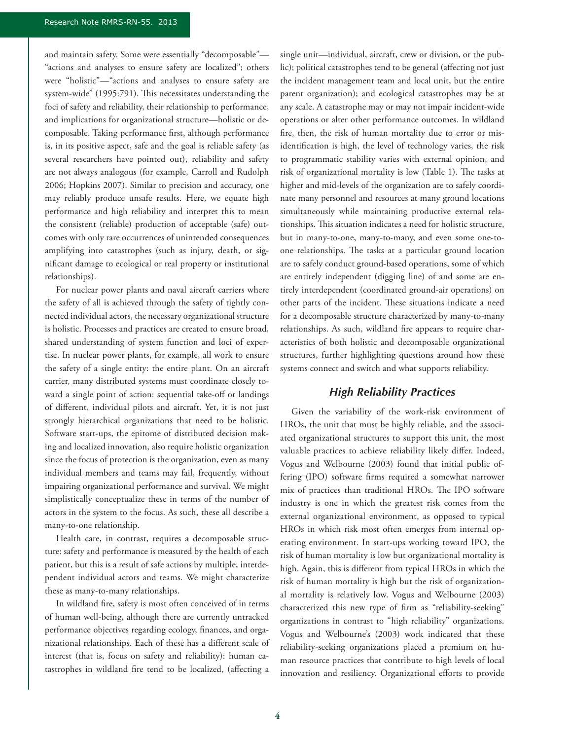and maintain safety. Some were essentially "decomposable"—"actions and analyses to ensure safety are localized"; others were "holistic"—"actions and analyses to ensure safety are system-wide" (1995:791). This necessitates understanding the foci of safety and reliability, their relationship to performance, and implications for organizational structure—holistic or decomposable. Taking performance first, although performance is, in its positive aspect, safe and the goal is reliable safety (as several researchers have pointed out), reliability and safety are not always analogous (for example, Carroll and Rudolph 2006; Hopkins 2007). Similar to precision and accuracy, one may reliably produce unsafe results. Here, we equate high performance and high reliability and interpret this to mean the consistent (reliable) production of acceptable (safe) outcomes with only rare occurrences of unintended consequences amplifying into catastrophes (such as injury, death, or significant damage to ecological or real property or institutional relationships).

For nuclear power plants and naval aircraft carriers where the safety of all is achieved through the safety of tightly connected individual actors, the necessary organizational structure is holistic. Processes and practices are created to ensure broad, shared understanding of system function and loci of expertise. In nuclear power plants, for example, all work to ensure the safety of a single entity: the entire plant. On an aircraft carrier, many distributed systems must coordinate closely toward a single point of action: sequential take-off or landings of different, individual pilots and aircraft. Yet, it is not just strongly hierarchical organizations that need to be holistic. Software start-ups, the epitome of distributed decision making and localized innovation, also require holistic organization since the focus of protection is the organization, even as many individual members and teams may fail, frequently, without impairing organizational performance and survival. We might simplistically conceptualize these in terms of the number of actors in the system to the focus. As such, these all describe a many-to-one relationship.

Health care, in contrast, requires a decomposable structure: safety and performance is measured by the health of each patient, but this is a result of safe actions by multiple, interdependent individual actors and teams. We might characterize these as many-to-many relationships.

In wildland fire, safety is most often conceived of in terms of human well-being, although there are currently untracked performance objectives regarding ecology, finances, and organizational relationships. Each of these has a different scale of interest (that is, focus on safety and reliability): human catastrophes in wildland fire tend to be localized, (affecting a single unit—individual, aircraft, crew or division, or the public); political catastrophes tend to be general (affecting not just the incident management team and local unit, but the entire parent organization); and ecological catastrophes may be at any scale. A catastrophe may or may not impair incident-wide operations or alter other performance outcomes. In wildland fire, then, the risk of human mortality due to error or misidentification is high, the level of technology varies, the risk to programmatic stability varies with external opinion, and risk of organizational mortality is low (Table 1). The tasks at higher and mid-levels of the organization are to safely coordinate many personnel and resources at many ground locations simultaneously while maintaining productive external relationships. This situation indicates a need for holistic structure, but in many-to-one, many-to-many, and even some one-to-one relationships. The tasks at a particular ground location are to safely conduct ground-based operations, some of which are entirely independent (digging line) of and some are entirely interdependent (coordinated ground-air operations) on other parts of the incident. These situations indicate a need for a decomposable structure characterized by many-to-many relationships. As such, wildland fire appears to require characteristics of both holistic and decomposable organizational structures, further highlighting questions around how these systems connect and switch and what supports reliability.

## *High Reliability Practices*

Given the variability of the work-risk environment of HROs, the unit that must be highly reliable, and the associated organizational structures to support this unit, the most valuable practices to achieve reliability likely differ. Indeed, Vogus and Welbourne (2003) found that initial public offering (IPO) software firms required a somewhat narrower mix of practices than traditional HROs. The IPO software industry is one in which the greatest risk comes from the external organizational environment, as opposed to typical HROs in which risk most often emerges from internal operating environment. In start-ups working toward IPO, the risk of human mortality is low but organizational mortality is high. Again, this is different from typical HROs in which the risk of human mortality is high but the risk of organizational mortality is relatively low. Vogus and Welbourne (2003) characterized this new type of firm as "reliability-seeking" organizations in contrast to "high reliability" organizations. Vogus and Welbourne's (2003) work indicated that these reliability-seeking organizations placed a premium on human resource practices that contribute to high levels of local innovation and resiliency. Organizational efforts to provide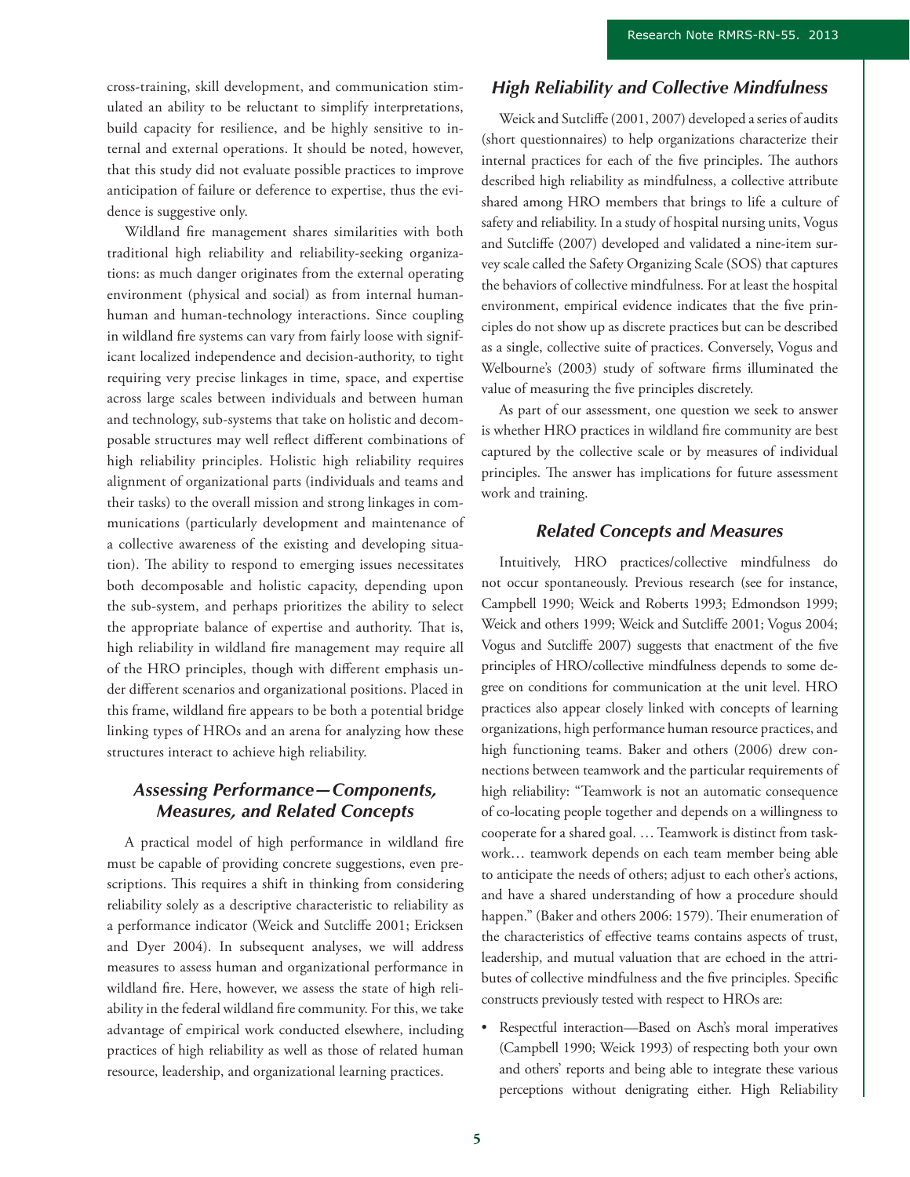cross-training, skill development, and communication stimulated an ability to be reluctant to simplify interpretations, build capacity for resilience, and be highly sensitive to internal and external operations. It should be noted, however, that this study did not evaluate possible practices to improve anticipation of failure or deference to expertise, thus the evidence is suggestive only.

Wildland fire management shares similarities with both traditional high reliability and reliability-seeking organizations: as much danger originates from the external operating environment (physical and social) as from internal human-human and human-technology interactions. Since coupling in wildland fire systems can vary from fairly loose with significant localized independence and decision-authority, to tight requiring very precise linkages in time, space, and expertise across large scales between individuals and between human and technology, sub-systems that take on holistic and decomposable structures may well reflect different combinations of high reliability principles. Holistic high reliability requires alignment of organizational parts (individuals and teams and their tasks) to the overall mission and strong linkages in communications (particularly development and maintenance of a collective awareness of the existing and developing situation). The ability to respond to emerging issues necessitates both decomposable and holistic capacity, depending upon the sub-system, and perhaps prioritizes the ability to select the appropriate balance of expertise and authority. That is, high reliability in wildland fire management may require all of the HRO principles, though with different emphasis under different scenarios and organizational positions. Placed in this frame, wildland fire appears to be both a potential bridge linking types of HROs and an arena for analyzing how these structures interact to achieve high reliability.

## *Assessing Performance—Components, Measures, and Related Concepts*

A practical model of high performance in wildland fire must be capable of providing concrete suggestions, even prescriptions. This requires a shift in thinking from considering reliability solely as a descriptive characteristic to reliability as a performance indicator (Weick and Sutcliffe 2001; Ericksen and Dyer 2004). In subsequent analyses, we will address measures to assess human and organizational performance in wildland fire. Here, however, we assess the state of high reliability in the federal wildland fire community. For this, we take advantage of empirical work conducted elsewhere, including practices of high reliability as well as those of related human resource, leadership, and organizational learning practices.

## *High Reliability and Collective Mindfulness*

Weick and Sutcliffe (2001, 2007) developed a series of audits (short questionnaires) to help organizations characterize their internal practices for each of the five principles. The authors described high reliability as mindfulness, a collective attribute shared among HRO members that brings to life a culture of safety and reliability. In a study of hospital nursing units, Vogus and Sutcliffe (2007) developed and validated a nine-item survey scale called the Safety Organizing Scale (SOS) that captures the behaviors of collective mindfulness. For at least the hospital environment, empirical evidence indicates that the five principles do not show up as discrete practices but can be described as a single, collective suite of practices. Conversely, Vogus and Welbourne's (2003) study of software firms illuminated the value of measuring the five principles discretely.

As part of our assessment, one question we seek to answer is whether HRO practices in wildland fire community are best captured by the collective scale or by measures of individual principles. The answer has implications for future assessment work and training.

## *Related Concepts and Measures*

Intuitively, HRO practices/collective mindfulness do not occur spontaneously. Previous research (see for instance, Campbell 1990; Weick and Roberts 1993; Edmondson 1999; Weick and others 1999; Weick and Sutcliffe 2001; Vogus 2004; Vogus and Sutcliffe 2007) suggests that enactment of the five principles of HRO/collective mindfulness depends to some degree on conditions for communication at the unit level. HRO practices also appear closely linked with concepts of learning organizations, high performance human resource practices, and high functioning teams. Baker and others (2006) drew connections between teamwork and the particular requirements of high reliability: "Teamwork is not an automatic consequence of co-locating people together and depends on a willingness to cooperate for a shared goal. … Teamwork is distinct from taskwork… teamwork depends on each team member being able to anticipate the needs of others; adjust to each other's actions, and have a shared understanding of how a procedure should happen." (Baker and others 2006: 1579). Their enumeration of the characteristics of effective teams contains aspects of trust, leadership, and mutual valuation that are echoed in the attributes of collective mindfulness and the five principles. Specific constructs previously tested with respect to HROs are:

- Respectful interaction—Based on Asch's moral imperatives (Campbell 1990; Weick 1993) of respecting both your own and others' reports and being able to integrate these various perceptions without denigrating either. High Reliability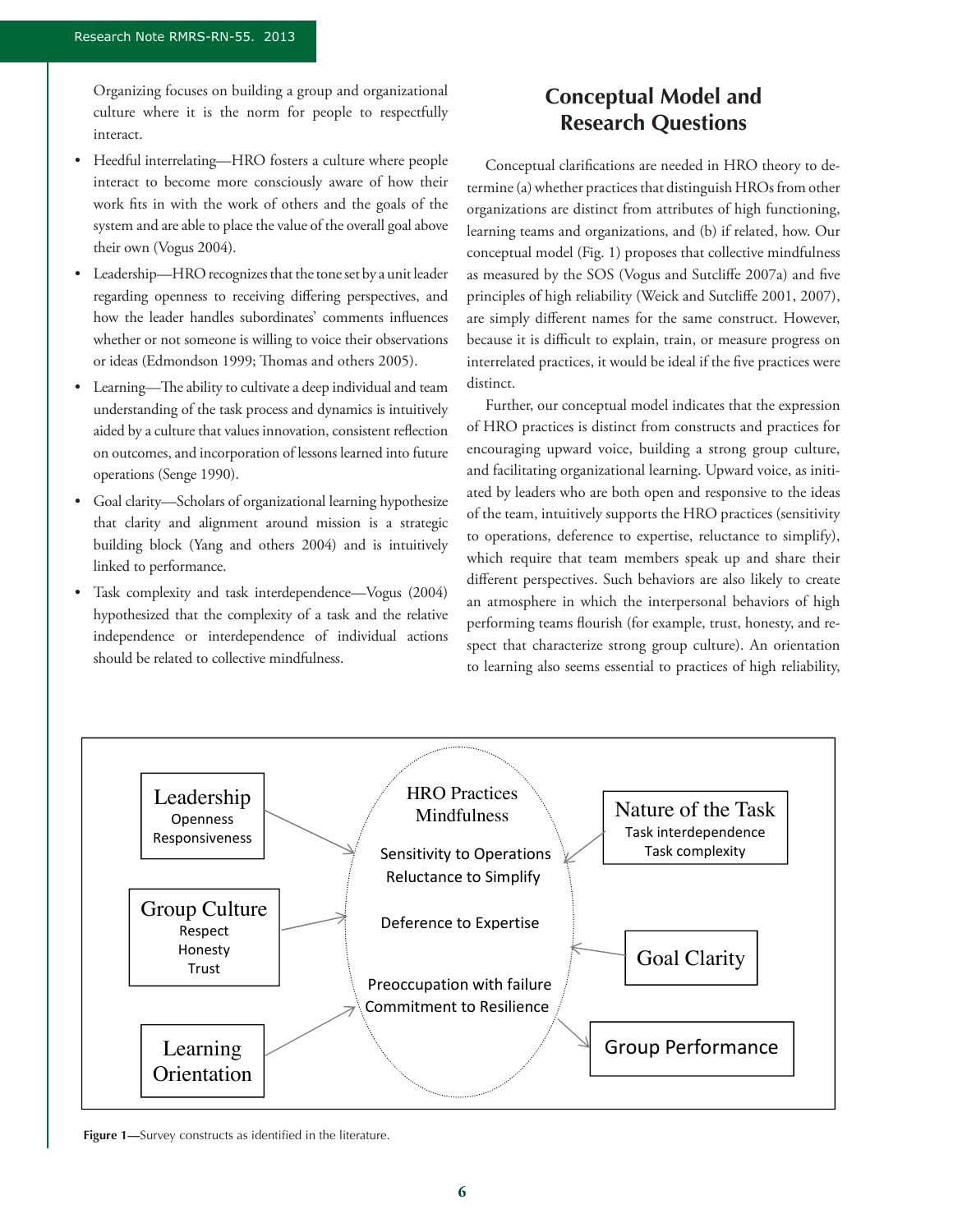Organizing focuses on building a group and organizational culture where it is the norm for people to respectfully interact.

- Heedful interrelating—HRO fosters a culture where people interact to become more consciously aware of how their work fits in with the work of others and the goals of the system and are able to place the value of the overall goal above their own (Vogus 2004).
- Leadership—HRO recognizes that the tone set by a unit leader regarding openness to receiving differing perspectives, and how the leader handles subordinates' comments influences whether or not someone is willing to voice their observations or ideas (Edmondson 1999; Thomas and others 2005).
- Learning—The ability to cultivate a deep individual and team understanding of the task process and dynamics is intuitively aided by a culture that values innovation, consistent reflection on outcomes, and incorporation of lessons learned into future operations (Senge 1990).
- Goal clarity—Scholars of organizational learning hypothesize that clarity and alignment around mission is a strategic building block (Yang and others 2004) and is intuitively linked to performance.
- Task complexity and task interdependence—Vogus (2004) hypothesized that the complexity of a task and the relative independence or interdependence of individual actions should be related to collective mindfulness.

## Conceptual Model and Research Questions

Conceptual clarifications are needed in HRO theory to determine (a) whether practices that distinguish HROs from other organizations are distinct from attributes of high functioning, learning teams and organizations, and (b) if related, how. Our conceptual model (Fig. 1) proposes that collective mindfulness as measured by the SOS (Vogus and Sutcliffe 2007a) and five principles of high reliability (Weick and Sutcliffe 2001, 2007), are simply different names for the same construct. However, because it is difficult to explain, train, or measure progress on interrelated practices, it would be ideal if the five practices were distinct.

Further, our conceptual model indicates that the expression of HRO practices is distinct from constructs and practices for encouraging upward voice, building a strong group culture, and facilitating organizational learning. Upward voice, as initiated by leaders who are both open and responsive to the ideas of the team, intuitively supports the HRO practices (sensitivity to operations, deference to expertise, reluctance to simplify), which require that team members speak up and share their different perspectives. Such behaviors are also likely to create an atmosphere in which the interpersonal behaviors of high performing teams flourish (for example, trust, honesty, and respect that characterize strong group culture). An orientation to learning also seems essential to practices of high reliability,

**Figure 1**—Survey constructs as identified in the literature.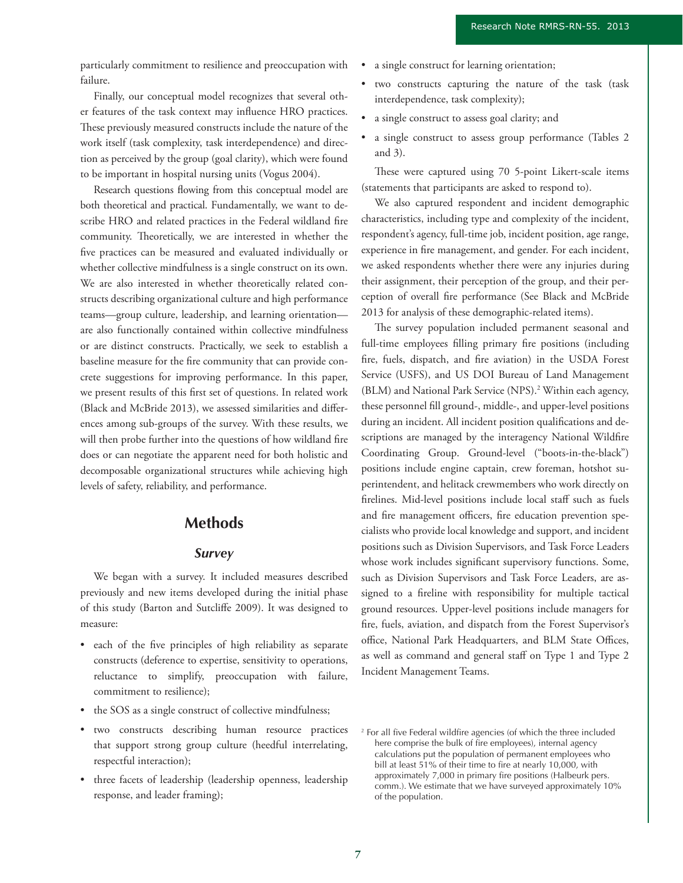particularly commitment to resilience and preoccupation with failure.

Finally, our conceptual model recognizes that several other features of the task context may influence HRO practices. These previously measured constructs include the nature of the work itself (task complexity, task interdependence) and direction as perceived by the group (goal clarity), which were found to be important in hospital nursing units (Vogus 2004).

Research questions flowing from this conceptual model are both theoretical and practical. Fundamentally, we want to describe HRO and related practices in the Federal wildland fire community. Theoretically, we are interested in whether the five practices can be measured and evaluated individually or whether collective mindfulness is a single construct on its own. We are also interested in whether theoretically related constructs describing organizational culture and high performance teams—group culture, leadership, and learning orientation—are also functionally contained within collective mindfulness or are distinct constructs. Practically, we seek to establish a baseline measure for the fire community that can provide concrete suggestions for improving performance. In this paper, we present results of this first set of questions. In related work (Black and McBride 2013), we assessed similarities and differences among sub-groups of the survey. With these results, we will then probe further into the questions of how wildland fire does or can negotiate the apparent need for both holistic and decomposable organizational structures while achieving high levels of safety, reliability, and performance.

## Methods

### *Survey*

We began with a survey. It included measures described previously and new items developed during the initial phase of this study (Barton and Sutcliffe 2009). It was designed to measure:

- each of the five principles of high reliability as separate constructs (deference to expertise, sensitivity to operations, reluctance to simplify, preoccupation with failure, commitment to resilience);
- the SOS as a single construct of collective mindfulness;
- two constructs describing human resource practices that support strong group culture (heedful interrelating, respectful interaction);
- three facets of leadership (leadership openness, leadership response, and leader framing);
- a single construct for learning orientation;
- two constructs capturing the nature of the task (task interdependence, task complexity);
- a single construct to assess goal clarity; and
- a single construct to assess group performance (Tables 2 and 3).

These were captured using 70 5-point Likert-scale items (statements that participants are asked to respond to).

We also captured respondent and incident demographic characteristics, including type and complexity of the incident, respondent's agency, full-time job, incident position, age range, experience in fire management, and gender. For each incident, we asked respondents whether there were any injuries during their assignment, their perception of the group, and their perception of overall fire performance (See Black and McBride 2013 for analysis of these demographic-related items).

The survey population included permanent seasonal and full-time employees filling primary fire positions (including fire, fuels, dispatch, and fire aviation) in the USDA Forest Service (USFS), and US DOI Bureau of Land Management (BLM) and National Park Service (NPS).[2] Within each agency, these personnel fill ground-, middle-, and upper-level positions during an incident. All incident position qualifications and descriptions are managed by the interagency National Wildfire Coordinating Group. Ground-level ("boots-in-the-black") positions include engine captain, crew foreman, hotshot superintendent, and helitack crewmembers who work directly on firelines. Mid-level positions include local staff such as fuels and fire management officers, fire education prevention specialists who provide local knowledge and support, and incident positions such as Division Supervisors, and Task Force Leaders whose work includes significant supervisory functions. Some, such as Division Supervisors and Task Force Leaders, are assigned to a fireline with responsibility for multiple tactical ground resources. Upper-level positions include managers for fire, fuels, aviation, and dispatch from the Forest Supervisor's office, National Park Headquarters, and BLM State Offices, as well as command and general staff on Type 1 and Type 2 Incident Management Teams.

[2] For all five Federal wildfire agencies (of which the three included here comprise the bulk of fire employees), internal agency calculations put the population of permanent employees who bill at least 51% of their time to fire at nearly 10,000, with approximately 7,000 in primary fire positions (Halbeurk pers. comm.). We estimate that we have surveyed approximately 10% of the population.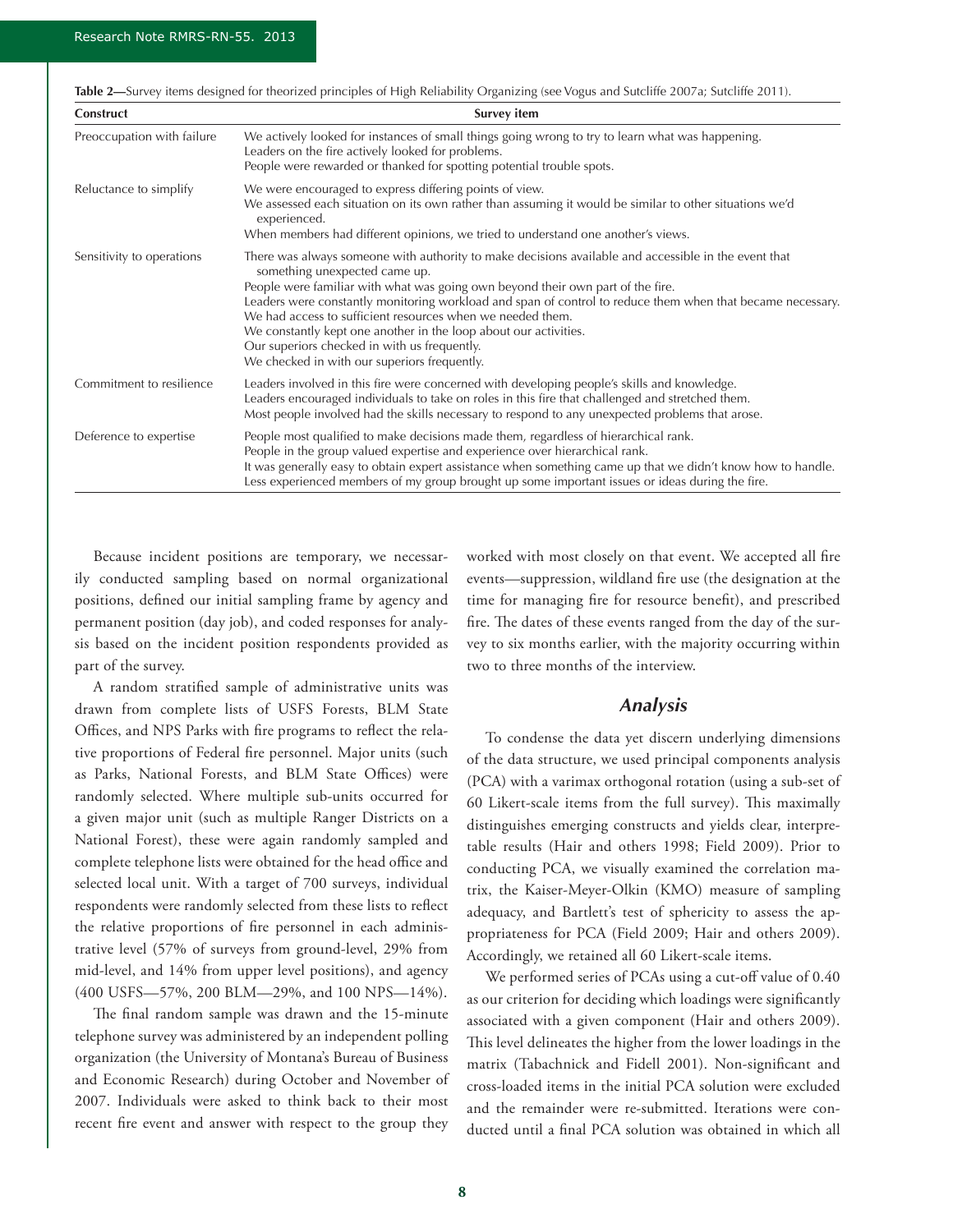**Table 2**—Survey items designed for theorized principles of High Reliability Organizing (see Vogus and Sutcliffe 2007a; Sutcliffe 2011).

| Construct | Survey item |
|---|---|
| Preoccupation with failure | We actively looked for instances of small things going wrong to try to learn what was happening.<br>Leaders on the fire actively looked for problems.<br>People were rewarded or thanked for spotting potential trouble spots. |
| Reluctance to simplify | We were encouraged to express differing points of view.<br>We assessed each situation on its own rather than assuming it would be similar to other situations we'd experienced.<br>When members had different opinions, we tried to understand one another's views. |
| Sensitivity to operations | There was always someone with authority to make decisions available and accessible in the event that something unexpected came up.<br>People were familiar with what was going own beyond their own part of the fire.<br>Leaders were constantly monitoring workload and span of control to reduce them when that became necessary.<br>We had access to sufficient resources when we needed them.<br>We constantly kept one another in the loop about our activities.<br>Our superiors checked in with us frequently.<br>We checked in with our superiors frequently. |
| Commitment to resilience | Leaders involved in this fire were concerned with developing people's skills and knowledge.<br>Leaders encouraged individuals to take on roles in this fire that challenged and stretched them.<br>Most people involved had the skills necessary to respond to any unexpected problems that arose. |
| Deference to expertise | People most qualified to make decisions made them, regardless of hierarchical rank.<br>People in the group valued expertise and experience over hierarchical rank.<br>It was generally easy to obtain expert assistance when something came up that we didn't know how to handle.<br>Less experienced members of my group brought up some important issues or ideas during the fire. |

Because incident positions are temporary, we necessarily conducted sampling based on normal organizational positions, defined our initial sampling frame by agency and permanent position (day job), and coded responses for analysis based on the incident position respondents provided as part of the survey.

A random stratified sample of administrative units was drawn from complete lists of USFS Forests, BLM State Offices, and NPS Parks with fire programs to reflect the relative proportions of Federal fire personnel. Major units (such as Parks, National Forests, and BLM State Offices) were randomly selected. Where multiple sub-units occurred for a given major unit (such as multiple Ranger Districts on a National Forest), these were again randomly sampled and complete telephone lists were obtained for the head office and selected local unit. With a target of 700 surveys, individual respondents were randomly selected from these lists to reflect the relative proportions of fire personnel in each administrative level (57% of surveys from ground-level, 29% from mid-level, and 14% from upper level positions), and agency (400 USFS—57%, 200 BLM—29%, and 100 NPS—14%).

The final random sample was drawn and the 15-minute telephone survey was administered by an independent polling organization (the University of Montana's Bureau of Business and Economic Research) during October and November of 2007. Individuals were asked to think back to their most recent fire event and answer with respect to the group they worked with most closely on that event. We accepted all fire events—suppression, wildland fire use (the designation at the time for managing fire for resource benefit), and prescribed fire. The dates of these events ranged from the day of the survey to six months earlier, with the majority occurring within two to three months of the interview.

## *Analysis*

To condense the data yet discern underlying dimensions of the data structure, we used principal components analysis (PCA) with a varimax orthogonal rotation (using a sub-set of 60 Likert-scale items from the full survey). This maximally distinguishes emerging constructs and yields clear, interpretable results (Hair and others 1998; Field 2009). Prior to conducting PCA, we visually examined the correlation matrix, the Kaiser-Meyer-Olkin (KMO) measure of sampling adequacy, and Bartlett's test of sphericity to assess the appropriateness for PCA (Field 2009; Hair and others 2009). Accordingly, we retained all 60 Likert-scale items.

We performed series of PCAs using a cut-off value of 0.40 as our criterion for deciding which loadings were significantly associated with a given component (Hair and others 2009). This level delineates the higher from the lower loadings in the matrix (Tabachnick and Fidell 2001). Non-significant and cross-loaded items in the initial PCA solution were excluded and the remainder were re-submitted. Iterations were conducted until a final PCA solution was obtained in which all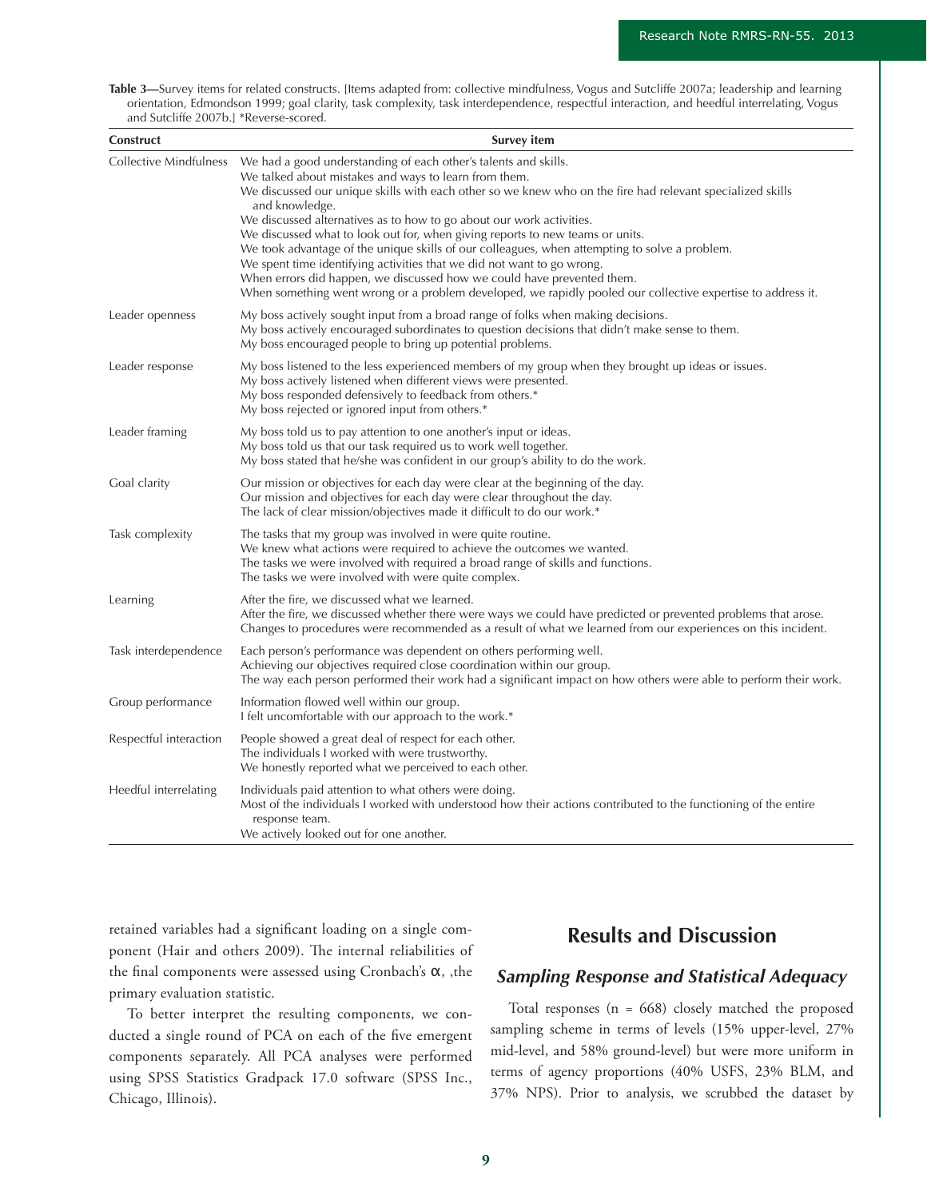**Table 3**—Survey items for related constructs. [Items adapted from: collective mindfulness, Vogus and Sutcliffe 2007a; leadership and learning orientation, Edmondson 1999; goal clarity, task complexity, task interdependence, respectful interaction, and heedful interrelating, Vogus and Sutcliffe 2007b.] *Reverse-scored.

| Construct | Survey item |
|---|---|
| Collective Mindfulness | We had a good understanding of each other's talents and skills.<br>We talked about mistakes and ways to learn from them.<br>We discussed our unique skills with each other so we knew who on the fire had relevant specialized skills and knowledge.<br>We discussed alternatives as to how to go about our work activities.<br>We discussed what to look out for, when giving reports to new teams or units.<br>We took advantage of the unique skills of our colleagues, when attempting to solve a problem.<br>We spent time identifying activities that we did not want to go wrong.<br>When errors did happen, we discussed how we could have prevented them.<br>When something went wrong or a problem developed, we rapidly pooled our collective expertise to address it. |
| Leader openness | My boss actively sought input from a broad range of folks when making decisions.<br>My boss actively encouraged subordinates to question decisions that didn't make sense to them.<br>My boss encouraged people to bring up potential problems. |
| Leader response | My boss listened to the less experienced members of my group when they brought up ideas or issues.<br>My boss actively listened when different views were presented.<br>My boss responded defensively to feedback from others.*<br>My boss rejected or ignored input from others.* |
| Leader framing | My boss told us to pay attention to one another's input or ideas.<br>My boss told us that our task required us to work well together.<br>My boss stated that he/she was confident in our group's ability to do the work. |
| Goal clarity | Our mission or objectives for each day were clear at the beginning of the day.<br>Our mission and objectives for each day were clear throughout the day.<br>The lack of clear mission/objectives made it difficult to do our work.* |
| Task complexity | The tasks that my group was involved in were quite routine.<br>We knew what actions were required to achieve the outcomes we wanted.<br>The tasks we were involved with required a broad range of skills and functions.<br>The tasks we were involved with were quite complex. |
| Learning | After the fire, we discussed what we learned.<br>After the fire, we discussed whether there were ways we could have predicted or prevented problems that arose.<br>Changes to procedures were recommended as a result of what we learned from our experiences on this incident. |
| Task interdependence | Each person's performance was dependent on others performing well.<br>Achieving our objectives required close coordination within our group.<br>The way each person performed their work had a significant impact on how others were able to perform their work. |
| Group performance | Information flowed well within our group.<br>I felt uncomfortable with our approach to the work.* |
| Respectful interaction | People showed a great deal of respect for each other.<br>The individuals I worked with were trustworthy.<br>We honestly reported what we perceived to each other. |
| Heedful interrelating | Individuals paid attention to what others were doing.<br>Most of the individuals I worked with understood how their actions contributed to the functioning of the entire response team.<br>We actively looked out for one another. |

retained variables had a significant loading on a single component (Hair and others 2009). The internal reliabilities of the final components were assessed using Cronbach's $\alpha$, ,the primary evaluation statistic.

To better interpret the resulting components, we conducted a single round of PCA on each of the five emergent components separately. All PCA analyses were performed using SPSS Statistics Gradpack 17.0 software (SPSS Inc., Chicago, Illinois).

## Results and Discussion

### *Sampling Response and Statistical Adequacy*

Total responses (n = 668) closely matched the proposed sampling scheme in terms of levels (15% upper-level, 27% mid-level, and 58% ground-level) but were more uniform in terms of agency proportions (40% USFS, 23% BLM, and 37% NPS). Prior to analysis, we scrubbed the dataset by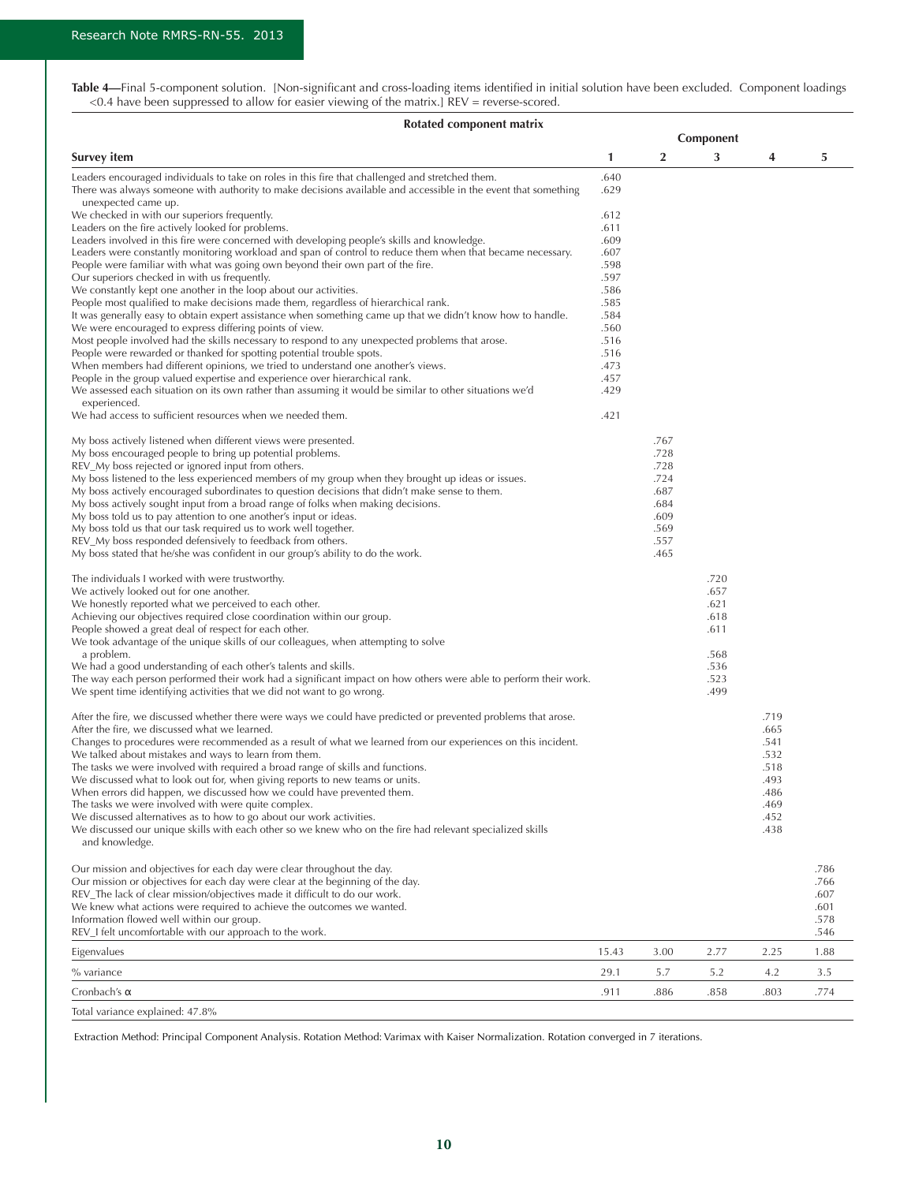**Table 4**—Final 5-component solution. [Non-significant and cross-loading items identified in initial solution have been excluded. Component loadings <0.4 have been suppressed to allow for easier viewing of the matrix.] REV = reverse-scored.

**Rotated component matrix**

| Survey item | Component 1 | 2 | 3 | 4 | 5 |
|---|---|---|---|---|---|
| Leaders encouraged individuals to take on roles in this fire that challenged and stretched them. | .640 | | | | |
| There was always someone with authority to make decisions available and accessible in the event that something unexpected came up. | .629 | | | | |
| We checked in with our superiors frequently. | .612 | | | | |
| Leaders on the fire actively looked for problems. | .611 | | | | |
| Leaders involved in this fire were concerned with developing people's skills and knowledge. | .609 | | | | |
| Leaders were constantly monitoring workload and span of control to reduce them when that became necessary. | .607 | | | | |
| People were familiar with what was going own beyond their own part of the fire. | .598 | | | | |
| Our superiors checked in with us frequently. | .597 | | | | |
| We constantly kept one another in the loop about our activities. | .586 | | | | |
| People most qualified to make decisions made them, regardless of hierarchical rank. | .585 | | | | |
| It was generally easy to obtain expert assistance when something came up that we didn't know how to handle. | .584 | | | | |
| We were encouraged to express differing points of view. | .560 | | | | |
| Most people involved had the skills necessary to respond to any unexpected problems that arose. | .516 | | | | |
| People were rewarded or thanked for spotting potential trouble spots. | .516 | | | | |
| When members had different opinions, we tried to understand one another's views. | .473 | | | | |
| People in the group valued expertise and experience over hierarchical rank. | .457 | | | | |
| We assessed each situation on its own rather than assuming it would be similar to other situations we'd experienced. | .429 | | | | |
| We had access to sufficient resources when we needed them. | .421 | | | | |
| My boss actively listened when different views were presented. | | .767 | | | |
| My boss encouraged people to bring up potential problems. | | .728 | | | |
| REV_My boss rejected or ignored input from others. | | .728 | | | |
| My boss listened to the less experienced members of my group when they brought up ideas or issues. | | .724 | | | |
| My boss actively encouraged subordinates to question decisions that didn't make sense to them. | | .687 | | | |
| My boss actively sought input from a broad range of folks when making decisions. | | .684 | | | |
| My boss told us to pay attention to one another's input or ideas. | | .609 | | | |
| My boss told us that our task required us to work well together. | | .569 | | | |
| REV_My boss responded defensively to feedback from others. | | .557 | | | |
| My boss stated that he/she was confident in our group's ability to do the work. | | .465 | | | |
| The individuals I worked with were trustworthy. | | | .720 | | |
| We actively looked out for one another. | | | .657 | | |
| We honestly reported what we perceived to each other. | | | .621 | | |
| Achieving our objectives required close coordination within our group. | | | .618 | | |
| People showed a great deal of respect for each other. | | | .611 | | |
| We took advantage of the unique skills of our colleagues, when attempting to solve a problem. | | | .568 | | |
| We had a good understanding of each other's talents and skills. | | | .536 | | |
| The way each person performed their work had a significant impact on how others were able to perform their work. | | | .523 | | |
| We spent time identifying activities that we did not want to go wrong. | | | .499 | | |
| After the fire, we discussed whether there were ways we could have predicted or prevented problems that arose. | | | | .719 | |
| After the fire, we discussed what we learned. | | | | .665 | |
| Changes to procedures were recommended as a result of what we learned from our experiences on this incident. | | | | .541 | |
| We talked about mistakes and ways to learn from them. | | | | .532 | |
| The tasks we were involved with required a broad range of skills and functions. | | | | .518 | |
| We discussed what to look out for, when giving reports to new teams or units. | | | | .493 | |
| When errors did happen, we discussed how we could have prevented them. | | | | .486 | |
| The tasks we were involved with were quite complex. | | | | .469 | |
| We discussed alternatives as to how to go about our work activities. | | | | .452 | |
| We discussed our unique skills with each other so we knew who on the fire had relevant specialized skills and knowledge. | | | | .438 | |
| Our mission and objectives for each day were clear throughout the day. | | | | | .786 |
| Our mission or objectives for each day were clear at the beginning of the day. | | | | | .766 |
| REV_The lack of clear mission/objectives made it difficult to do our work. | | | | | .607 |
| We knew what actions were required to achieve the outcomes we wanted. | | | | | .601 |
| Information flowed well within our group. | | | | | .578 |
| REV_I felt uncomfortable with our approach to the work. | | | | | .546 |
| Eigenvalues | 15.43 | 3.00 | 2.77 | 2.25 | 1.88 |
| % variance | 29.1 | 5.7 | 5.2 | 4.2 | 3.5 |
| Cronbach's α | .911 | .886 | .858 | .803 | .774 |
| Total variance explained: 47.8% | | | | | |

Extraction Method: Principal Component Analysis. Rotation Method: Varimax with Kaiser Normalization. Rotation converged in 7 iterations.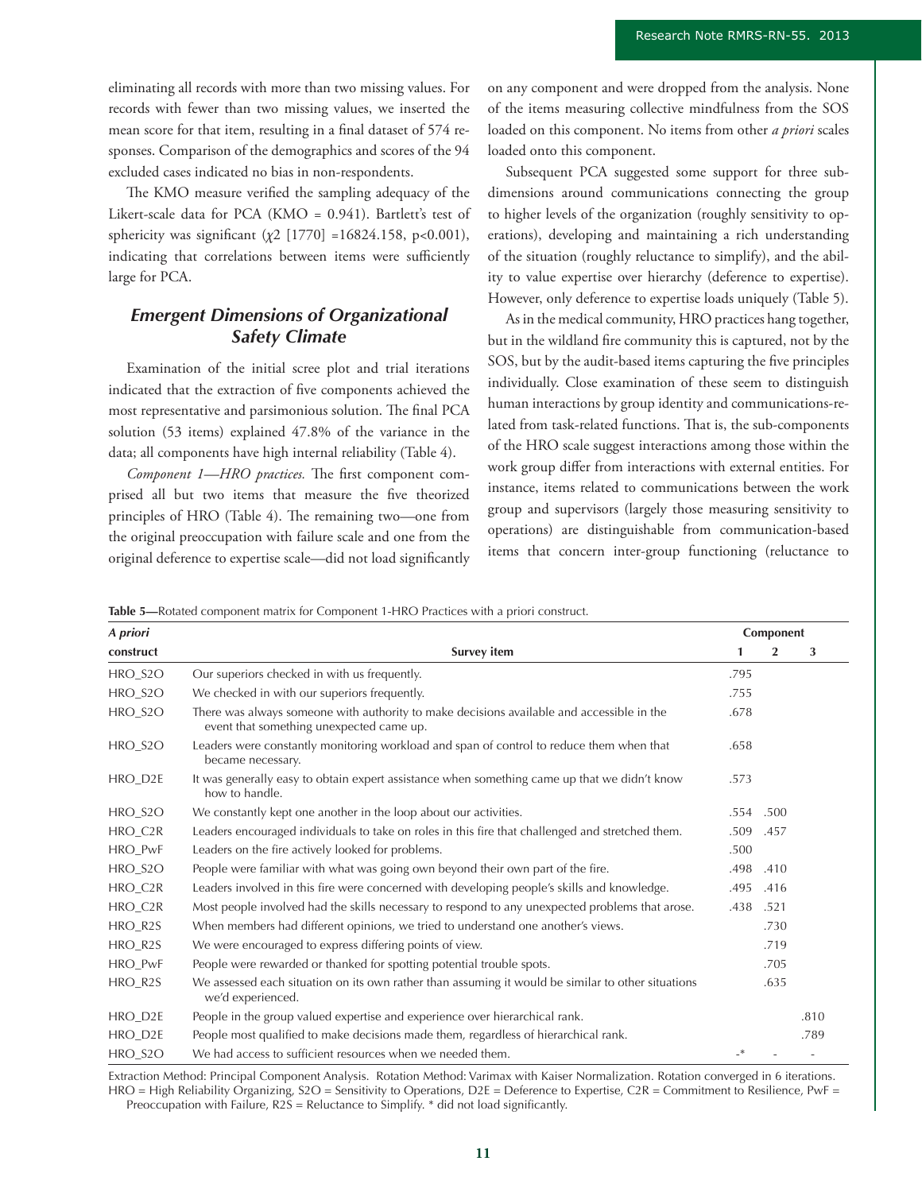eliminating all records with more than two missing values. For records with fewer than two missing values, we inserted the mean score for that item, resulting in a final dataset of 574 responses. Comparison of the demographics and scores of the 94 excluded cases indicated no bias in non-respondents.

The KMO measure verified the sampling adequacy of the Likert-scale data for PCA (KMO = 0.941). Bartlett's test of sphericity was significant ($\chi 2$ [1770] =16824.158, p<0.001), indicating that correlations between items were sufficiently large for PCA.

## *Emergent Dimensions of Organizational Safety Climate*

Examination of the initial scree plot and trial iterations indicated that the extraction of five components achieved the most representative and parsimonious solution. The final PCA solution (53 items) explained 47.8% of the variance in the data; all components have high internal reliability (Table 4).

*Component 1—HRO practices.* The first component comprised all but two items that measure the five theorized principles of HRO (Table 4). The remaining two—one from the original preoccupation with failure scale and one from the original deference to expertise scale—did not load significantly on any component and were dropped from the analysis. None of the items measuring collective mindfulness from the SOS loaded on this component. No items from other *a priori* scales loaded onto this component.

Subsequent PCA suggested some support for three subdimensions around communications connecting the group to higher levels of the organization (roughly sensitivity to operations), developing and maintaining a rich understanding of the situation (roughly reluctance to simplify), and the ability to value expertise over hierarchy (deference to expertise). However, only deference to expertise loads uniquely (Table 5).

As in the medical community, HRO practices hang together, but in the wildland fire community this is captured, not by the SOS, but by the audit-based items capturing the five principles individually. Close examination of these seem to distinguish human interactions by group identity and communications-related from task-related functions. That is, the sub-components of the HRO scale suggest interactions among those within the work group differ from interactions with external entities. For instance, items related to communications between the work group and supervisors (largely those measuring sensitivity to operations) are distinguishable from communication-based items that concern inter-group functioning (reluctance to

**Table 5**—Rotated component matrix for Component 1-HRO Practices with a priori construct.

| *A priori* construct | Survey item | Component 1 | Component 2 | Component 3 |
|---|---|---|---|---|
| HRO_S2O | Our superiors checked in with us frequently. | .795 | | |
| HRO_S2O | We checked in with our superiors frequently. | .755 | | |
| HRO_S2O | There was always someone with authority to make decisions available and accessible in the event that something unexpected came up. | .678 | | |
| HRO_S2O | Leaders were constantly monitoring workload and span of control to reduce them when that became necessary. | .658 | | |
| HRO_D2E | It was generally easy to obtain expert assistance when something came up that we didn't know how to handle. | .573 | | |
| HRO_S2O | We constantly kept one another in the loop about our activities. | .554 | .500 | |
| HRO_C2R | Leaders encouraged individuals to take on roles in this fire that challenged and stretched them. | .509 | .457 | |
| HRO_PwF | Leaders on the fire actively looked for problems. | .500 | | |
| HRO_S2O | People were familiar with what was going own beyond their own part of the fire. | .498 | .410 | |
| HRO_C2R | Leaders involved in this fire were concerned with developing people's skills and knowledge. | .495 | .416 | |
| HRO_C2R | Most people involved had the skills necessary to respond to any unexpected problems that arose. | .438 | .521 | |
| HRO_R2S | When members had different opinions, we tried to understand one another's views. | | .730 | |
| HRO_R2S | We were encouraged to express differing points of view. | | .719 | |
| HRO_PwF | People were rewarded or thanked for spotting potential trouble spots. | | .705 | |
| HRO_R2S | We assessed each situation on its own rather than assuming it would be similar to other situations we'd experienced. | | .635 | |
| HRO_D2E | People in the group valued expertise and experience over hierarchical rank. | | | .810 |
| HRO_D2E | People most qualified to make decisions made them, regardless of hierarchical rank. | | | .789 |
| HRO_S2O | We had access to sufficient resources when we needed them. | -* | - | - |

Extraction Method: Principal Component Analysis. Rotation Method: Varimax with Kaiser Normalization. Rotation converged in 6 iterations. HRO = High Reliability Organizing, S2O = Sensitivity to Operations, D2E = Deference to Expertise, C2R = Commitment to Resilience, PwF = Preoccupation with Failure, R2S = Reluctance to Simplify. * did not load significantly.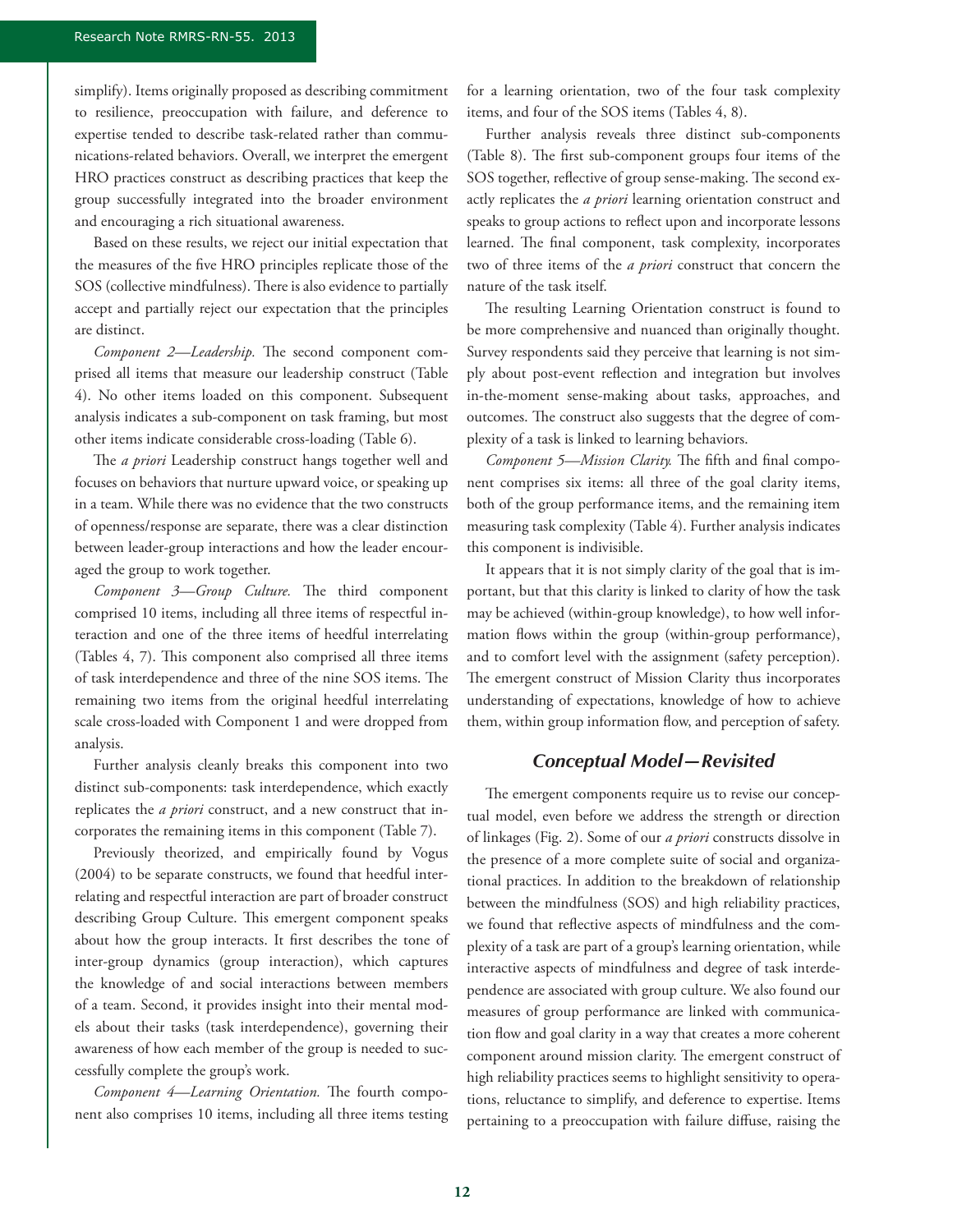simplify). Items originally proposed as describing commitment to resilience, preoccupation with failure, and deference to expertise tended to describe task-related rather than communications-related behaviors. Overall, we interpret the emergent HRO practices construct as describing practices that keep the group successfully integrated into the broader environment and encouraging a rich situational awareness.

Based on these results, we reject our initial expectation that the measures of the five HRO principles replicate those of the SOS (collective mindfulness). There is also evidence to partially accept and partially reject our expectation that the principles are distinct.

*Component 2—Leadership.* The second component comprised all items that measure our leadership construct (Table 4). No other items loaded on this component. Subsequent analysis indicates a sub-component on task framing, but most other items indicate considerable cross-loading (Table 6).

The *a priori* Leadership construct hangs together well and focuses on behaviors that nurture upward voice, or speaking up in a team. While there was no evidence that the two constructs of openness/response are separate, there was a clear distinction between leader-group interactions and how the leader encouraged the group to work together.

*Component 3—Group Culture.* The third component comprised 10 items, including all three items of respectful interaction and one of the three items of heedful interrelating (Tables 4, 7). This component also comprised all three items of task interdependence and three of the nine SOS items. The remaining two items from the original heedful interrelating scale cross-loaded with Component 1 and were dropped from analysis.

Further analysis cleanly breaks this component into two distinct sub-components: task interdependence, which exactly replicates the *a priori* construct, and a new construct that incorporates the remaining items in this component (Table 7).

Previously theorized, and empirically found by Vogus (2004) to be separate constructs, we found that heedful interrelating and respectful interaction are part of broader construct describing Group Culture. This emergent component speaks about how the group interacts. It first describes the tone of inter-group dynamics (group interaction), which captures the knowledge of and social interactions between members of a team. Second, it provides insight into their mental models about their tasks (task interdependence), governing their awareness of how each member of the group is needed to successfully complete the group's work.

*Component 4—Learning Orientation.* The fourth component also comprises 10 items, including all three items testing for a learning orientation, two of the four task complexity items, and four of the SOS items (Tables 4, 8).

Further analysis reveals three distinct sub-components (Table 8). The first sub-component groups four items of the SOS together, reflective of group sense-making. The second exactly replicates the *a priori* learning orientation construct and speaks to group actions to reflect upon and incorporate lessons learned. The final component, task complexity, incorporates two of three items of the *a priori* construct that concern the nature of the task itself.

The resulting Learning Orientation construct is found to be more comprehensive and nuanced than originally thought. Survey respondents said they perceive that learning is not simply about post-event reflection and integration but involves in-the-moment sense-making about tasks, approaches, and outcomes. The construct also suggests that the degree of complexity of a task is linked to learning behaviors.

*Component 5—Mission Clarity.* The fifth and final component comprises six items: all three of the goal clarity items, both of the group performance items, and the remaining item measuring task complexity (Table 4). Further analysis indicates this component is indivisible.

It appears that it is not simply clarity of the goal that is important, but that this clarity is linked to clarity of how the task may be achieved (within-group knowledge), to how well information flows within the group (within-group performance), and to comfort level with the assignment (safety perception). The emergent construct of Mission Clarity thus incorporates understanding of expectations, knowledge of how to achieve them, within group information flow, and perception of safety.

## *Conceptual Model—Revisited*

The emergent components require us to revise our conceptual model, even before we address the strength or direction of linkages (Fig. 2). Some of our *a priori* constructs dissolve in the presence of a more complete suite of social and organizational practices. In addition to the breakdown of relationship between the mindfulness (SOS) and high reliability practices, we found that reflective aspects of mindfulness and the complexity of a task are part of a group's learning orientation, while interactive aspects of mindfulness and degree of task interdependence are associated with group culture. We also found our measures of group performance are linked with communication flow and goal clarity in a way that creates a more coherent component around mission clarity. The emergent construct of high reliability practices seems to highlight sensitivity to operations, reluctance to simplify, and deference to expertise. Items pertaining to a preoccupation with failure diffuse, raising the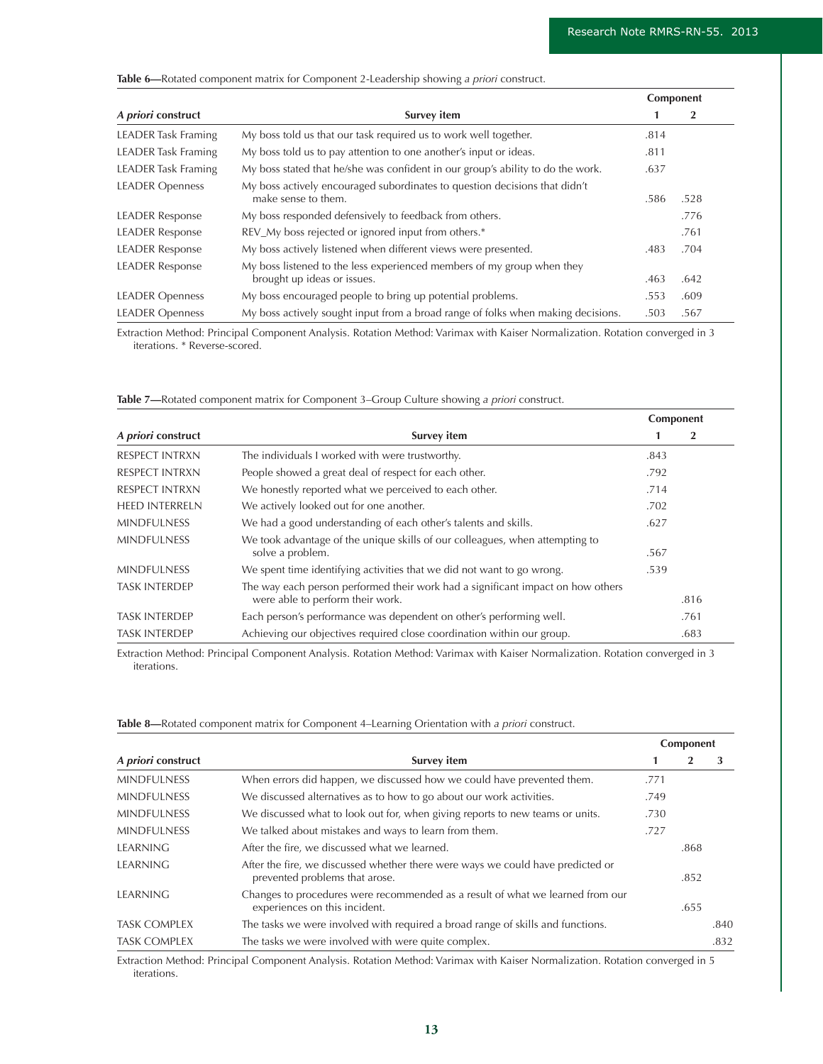**Table 6**—Rotated component matrix for Component 2-Leadership showing *a priori* construct.

| *A priori* construct | Survey item | Component 1 | Component 2 |
|---|---|---|---|
| LEADER Task Framing | My boss told us that our task required us to work well together. | .814 | |
| LEADER Task Framing | My boss told us to pay attention to one another's input or ideas. | .811 | |
| LEADER Task Framing | My boss stated that he/she was confident in our group's ability to do the work. | .637 | |
| LEADER Openness | My boss actively encouraged subordinates to question decisions that didn't make sense to them. | .586 | .528 |
| LEADER Response | My boss responded defensively to feedback from others. | | .776 |
| LEADER Response | REV_My boss rejected or ignored input from others.* | | .761 |
| LEADER Response | My boss actively listened when different views were presented. | .483 | .704 |
| LEADER Response | My boss listened to the less experienced members of my group when they brought up ideas or issues. | .463 | .642 |
| LEADER Openness | My boss encouraged people to bring up potential problems. | .553 | .609 |
| LEADER Openness | My boss actively sought input from a broad range of folks when making decisions. | .503 | .567 |

Extraction Method: Principal Component Analysis. Rotation Method: Varimax with Kaiser Normalization. Rotation converged in 3 iterations. * Reverse-scored.

**Table 7**—Rotated component matrix for Component 3–Group Culture showing *a priori* construct.

| *A priori* construct | Survey item | Component 1 | Component 2 |
|---|---|---|---|
| RESPECT INTRXN | The individuals I worked with were trustworthy. | .843 | |
| RESPECT INTRXN | People showed a great deal of respect for each other. | .792 | |
| RESPECT INTRXN | We honestly reported what we perceived to each other. | .714 | |
| HEED INTERRELN | We actively looked out for one another. | .702 | |
| MINDFULNESS | We had a good understanding of each other's talents and skills. | .627 | |
| MINDFULNESS | We took advantage of the unique skills of our colleagues, when attempting to solve a problem. | .567 | |
| MINDFULNESS | We spent time identifying activities that we did not want to go wrong. | .539 | |
| TASK INTERDEP | The way each person performed their work had a significant impact on how others were able to perform their work. | | .816 |
| TASK INTERDEP | Each person's performance was dependent on other's performing well. | | .761 |
| TASK INTERDEP | Achieving our objectives required close coordination within our group. | | .683 |

Extraction Method: Principal Component Analysis. Rotation Method: Varimax with Kaiser Normalization. Rotation converged in 3 iterations.

**Table 8**—Rotated component matrix for Component 4–Learning Orientation with *a priori* construct.

| *A priori* construct | Survey item | Component 1 | Component 2 | Component 3 |
|---|---|---|---|---|
| MINDFULNESS | When errors did happen, we discussed how we could have prevented them. | .771 | | |
| MINDFULNESS | We discussed alternatives as to how to go about our work activities. | .749 | | |
| MINDFULNESS | We discussed what to look out for, when giving reports to new teams or units. | .730 | | |
| MINDFULNESS | We talked about mistakes and ways to learn from them. | .727 | | |
| LEARNING | After the fire, we discussed what we learned. | | .868 | |
| LEARNING | After the fire, we discussed whether there were ways we could have predicted or prevented problems that arose. | | .852 | |
| LEARNING | Changes to procedures were recommended as a result of what we learned from our experiences on this incident. | | .655 | |
| TASK COMPLEX | The tasks we were involved with required a broad range of skills and functions. | | | .840 |
| TASK COMPLEX | The tasks we were involved with were quite complex. | | | .832 |

Extraction Method: Principal Component Analysis. Rotation Method: Varimax with Kaiser Normalization. Rotation converged in 5 iterations.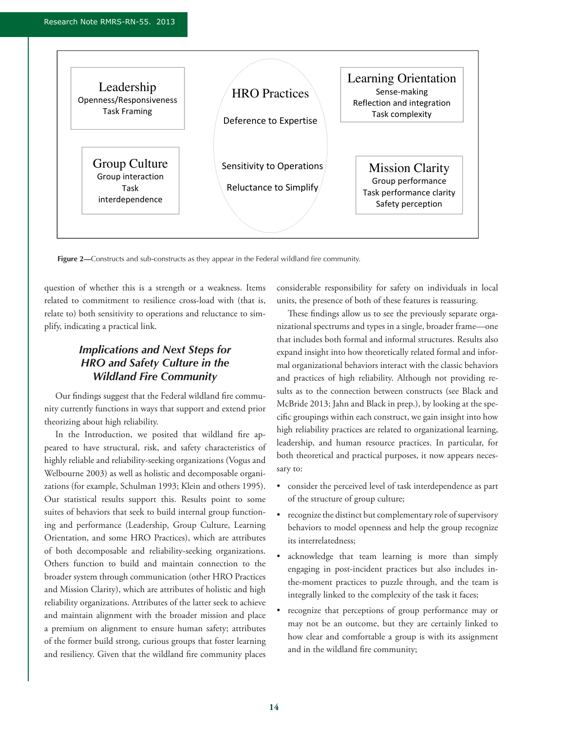**Leadership**
Openness/Responsiveness
Task Framing

**HRO Practices**
Deference to Expertise
Sensitivity to Operations
Reluctance to Simplify

**Learning Orientation**
Sense-making
Reflection and integration
Task complexity

**Group Culture**
Group interaction
Task interdependence

**Mission Clarity**
Group performance
Task performance clarity
Safety perception

**Figure 2**—Constructs and sub-constructs as they appear in the Federal wildland fire community.

question of whether this is a strength or a weakness. Items related to commitment to resilience cross-load with (that is, relate to) both sensitivity to operations and reluctance to simplify, indicating a practical link.

## *Implications and Next Steps for HRO and Safety Culture in the Wildland Fire Community*

Our findings suggest that the Federal wildland fire community currently functions in ways that support and extend prior theorizing about high reliability.

In the Introduction, we posited that wildland fire appeared to have structural, risk, and safety characteristics of highly reliable and reliability-seeking organizations (Vogus and Welbourne 2003) as well as holistic and decomposable organizations (for example, Schulman 1993; Klein and others 1995). Our statistical results support this. Results point to some suites of behaviors that seek to build internal group functioning and performance (Leadership, Group Culture, Learning Orientation, and some HRO Practices), which are attributes of both decomposable and reliability-seeking organizations. Others function to build and maintain connection to the broader system through communication (other HRO Practices and Mission Clarity), which are attributes of holistic and high reliability organizations. Attributes of the latter seek to achieve and maintain alignment with the broader mission and place a premium on alignment to ensure human safety; attributes of the former build strong, curious groups that foster learning and resiliency. Given that the wildland fire community places considerable responsibility for safety on individuals in local units, the presence of both of these features is reassuring.

These findings allow us to see the previously separate organizational spectrums and types in a single, broader frame—one that includes both formal and informal structures. Results also expand insight into how theoretically related formal and informal organizational behaviors interact with the classic behaviors and practices of high reliability. Although not providing results as to the connection between constructs (see Black and McBride 2013; Jahn and Black in prep.), by looking at the specific groupings within each construct, we gain insight into how high reliability practices are related to organizational learning, leadership, and human resource practices. In particular, for both theoretical and practical purposes, it now appears necessary to:

- consider the perceived level of task interdependence as part of the structure of group culture;
- recognize the distinct but complementary role of supervisory behaviors to model openness and help the group recognize its interrelatedness;
- acknowledge that team learning is more than simply engaging in post-incident practices but also includes in-the-moment practices to puzzle through, and the team is integrally linked to the complexity of the task it faces;
- recognize that perceptions of group performance may or may not be an outcome, but they are certainly linked to how clear and comfortable a group is with its assignment and in the wildland fire community;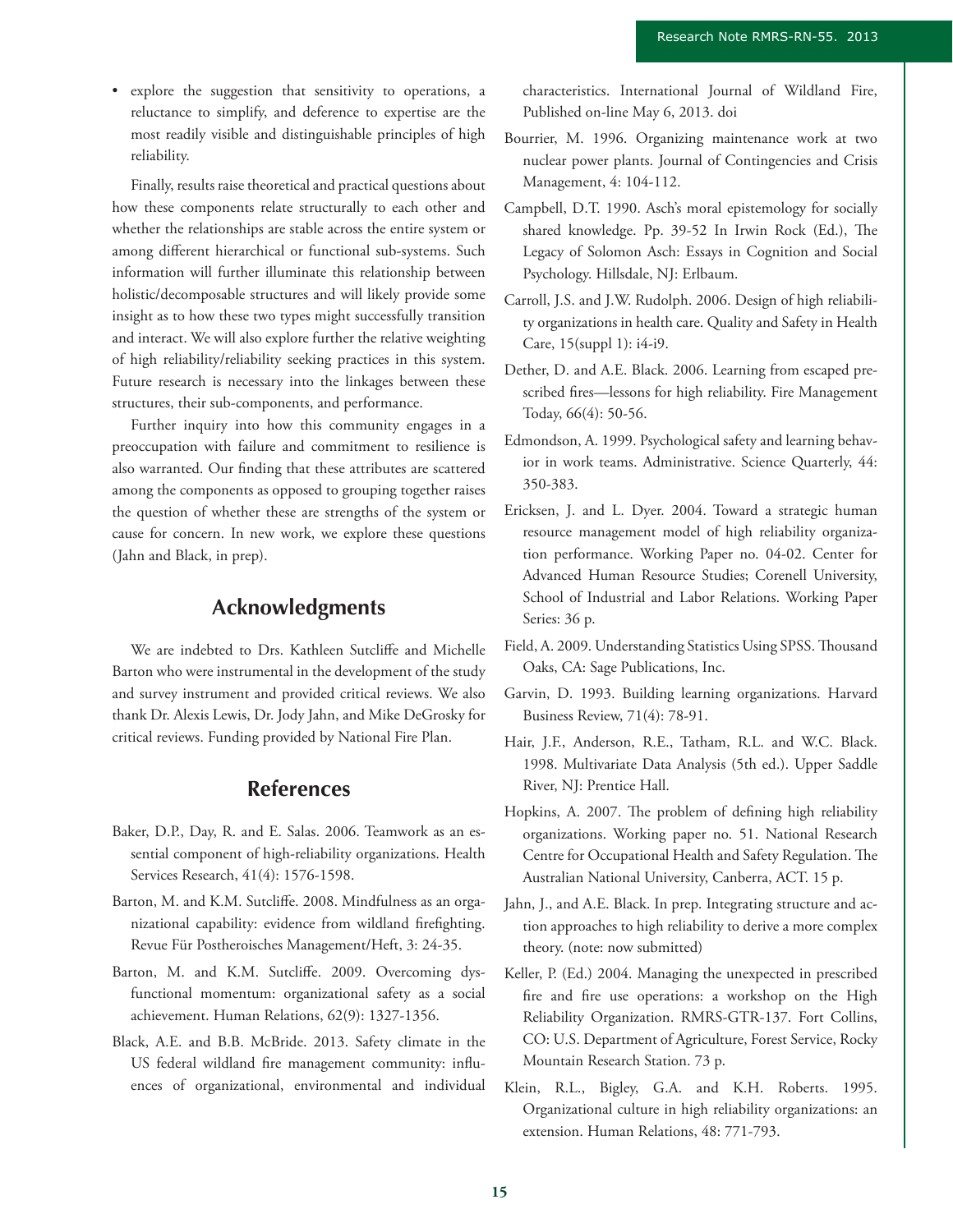- explore the suggestion that sensitivity to operations, a reluctance to simplify, and deference to expertise are the most readily visible and distinguishable principles of high reliability.

Finally, results raise theoretical and practical questions about how these components relate structurally to each other and whether the relationships are stable across the entire system or among different hierarchical or functional sub-systems. Such information will further illuminate this relationship between holistic/decomposable structures and will likely provide some insight as to how these two types might successfully transition and interact. We will also explore further the relative weighting of high reliability/reliability seeking practices in this system. Future research is necessary into the linkages between these structures, their sub-components, and performance.

Further inquiry into how this community engages in a preoccupation with failure and commitment to resilience is also warranted. Our finding that these attributes are scattered among the components as opposed to grouping together raises the question of whether these are strengths of the system or cause for concern. In new work, we explore these questions (Jahn and Black, in prep).

## Acknowledgments

We are indebted to Drs. Kathleen Sutcliffe and Michelle Barton who were instrumental in the development of the study and survey instrument and provided critical reviews. We also thank Dr. Alexis Lewis, Dr. Jody Jahn, and Mike DeGrosky for critical reviews. Funding provided by National Fire Plan.

## References

Baker, D.P., Day, R. and E. Salas. 2006. Teamwork as an essential component of high-reliability organizations. Health Services Research, 41(4): 1576-1598.

Barton, M. and K.M. Sutcliffe. 2008. Mindfulness as an organizational capability: evidence from wildland firefighting. Revue Für Postheroisches Management/Heft, 3: 24-35.

Barton, M. and K.M. Sutcliffe. 2009. Overcoming dysfunctional momentum: organizational safety as a social achievement. Human Relations, 62(9): 1327-1356.

Black, A.E. and B.B. McBride. 2013. Safety climate in the US federal wildland fire management community: influences of organizational, environmental and individual characteristics. International Journal of Wildland Fire, Published on-line May 6, 2013. doi

Bourrier, M. 1996. Organizing maintenance work at two nuclear power plants. Journal of Contingencies and Crisis Management, 4: 104-112.

Campbell, D.T. 1990. Asch's moral epistemology for socially shared knowledge. Pp. 39-52 In Irwin Rock (Ed.), The Legacy of Solomon Asch: Essays in Cognition and Social Psychology. Hillsdale, NJ: Erlbaum.

Carroll, J.S. and J.W. Rudolph. 2006. Design of high reliability organizations in health care. Quality and Safety in Health Care, 15(suppl 1): i4-i9.

Dether, D. and A.E. Black. 2006. Learning from escaped prescribed fires—lessons for high reliability. Fire Management Today, 66(4): 50-56.

Edmondson, A. 1999. Psychological safety and learning behavior in work teams. Administrative. Science Quarterly, 44: 350-383.

Ericksen, J. and L. Dyer. 2004. Toward a strategic human resource management model of high reliability organization performance. Working Paper no. 04-02. Center for Advanced Human Resource Studies; Corenell University, School of Industrial and Labor Relations. Working Paper Series: 36 p.

Field, A. 2009. Understanding Statistics Using SPSS. Thousand Oaks, CA: Sage Publications, Inc.

Garvin, D. 1993. Building learning organizations. Harvard Business Review, 71(4): 78-91.

Hair, J.F., Anderson, R.E., Tatham, R.L. and W.C. Black. 1998. Multivariate Data Analysis (5th ed.). Upper Saddle River, NJ: Prentice Hall.

Hopkins, A. 2007. The problem of defining high reliability organizations. Working paper no. 51. National Research Centre for Occupational Health and Safety Regulation. The Australian National University, Canberra, ACT. 15 p.

Jahn, J., and A.E. Black. In prep. Integrating structure and action approaches to high reliability to derive a more complex theory. (note: now submitted)

Keller, P. (Ed.) 2004. Managing the unexpected in prescribed fire and fire use operations: a workshop on the High Reliability Organization. RMRS-GTR-137. Fort Collins, CO: U.S. Department of Agriculture, Forest Service, Rocky Mountain Research Station. 73 p.

Klein, R.L., Bigley, G.A. and K.H. Roberts. 1995. Organizational culture in high reliability organizations: an extension. Human Relations, 48: 771-793.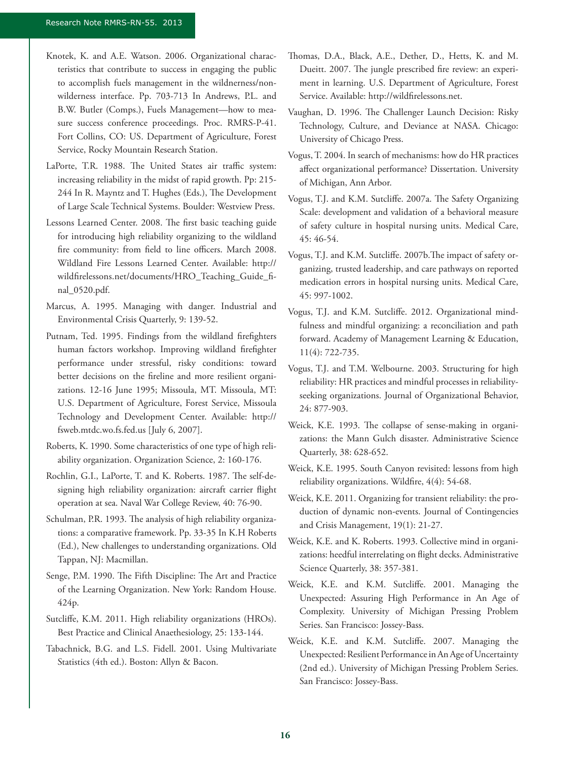Knotek, K. and A.E. Watson. 2006. Organizational characteristics that contribute to success in engaging the public to accomplish fuels management in the wildnerness/non-wilderness interface. Pp. 703-713 In Andrews, P.L. and B.W. Butler (Comps.), Fuels Management—how to measure success conference proceedings. Proc. RMRS-P-41. Fort Collins, CO: US. Department of Agriculture, Forest Service, Rocky Mountain Research Station.

LaPorte, T.R. 1988. The United States air traffic system: increasing reliability in the midst of rapid growth. Pp: 215-244 In R. Mayntz and T. Hughes (Eds.), The Development of Large Scale Technical Systems. Boulder: Westview Press.

Lessons Learned Center. 2008. The first basic teaching guide for introducing high reliability organizing to the wildland fire community: from field to line officers. March 2008. Wildland Fire Lessons Learned Center. Available: http://wildfirelessons.net/documents/HRO_Teaching_Guide_final_0520.pdf.

Marcus, A. 1995. Managing with danger. Industrial and Environmental Crisis Quarterly, 9: 139-52.

Putnam, Ted. 1995. Findings from the wildland firefighters human factors workshop. Improving wildland firefighter performance under stressful, risky conditions: toward better decisions on the fireline and more resilient organizations. 12-16 June 1995; Missoula, MT. Missoula, MT: U.S. Department of Agriculture, Forest Service, Missoula Technology and Development Center. Available: http://fsweb.mtdc.wo.fs.fed.us [July 6, 2007].

Roberts, K. 1990. Some characteristics of one type of high reliability organization. Organization Science, 2: 160-176.

Rochlin, G.I., LaPorte, T. and K. Roberts. 1987. The self-designing high reliability organization: aircraft carrier flight operation at sea. Naval War College Review, 40: 76-90.

Schulman, P.R. 1993. The analysis of high reliability organizations: a comparative framework. Pp. 33-35 In K.H Roberts (Ed.), New challenges to understanding organizations. Old Tappan, NJ: Macmillan.

Senge, P.M. 1990. The Fifth Discipline: The Art and Practice of the Learning Organization. New York: Random House. 424p.

Sutcliffe, K.M. 2011. High reliability organizations (HROs). Best Practice and Clinical Anaethesiology, 25: 133-144.

Tabachnick, B.G. and L.S. Fidell. 2001. Using Multivariate Statistics (4th ed.). Boston: Allyn & Bacon.

Thomas, D.A., Black, A.E., Dether, D., Hetts, K. and M. Dueitt. 2007. The jungle prescribed fire review: an experiment in learning. U.S. Department of Agriculture, Forest Service. Available: http://wildfirelessons.net.

Vaughan, D. 1996. The Challenger Launch Decision: Risky Technology, Culture, and Deviance at NASA. Chicago: University of Chicago Press.

Vogus, T. 2004. In search of mechanisms: how do HR practices affect organizational performance? Dissertation. University of Michigan, Ann Arbor.

Vogus, T.J. and K.M. Sutcliffe. 2007a. The Safety Organizing Scale: development and validation of a behavioral measure of safety culture in hospital nursing units. Medical Care, 45: 46-54.

Vogus, T.J. and K.M. Sutcliffe. 2007b.The impact of safety organizing, trusted leadership, and care pathways on reported medication errors in hospital nursing units. Medical Care, 45: 997-1002.

Vogus, T.J. and K.M. Sutcliffe. 2012. Organizational mindfulness and mindful organizing: a reconciliation and path forward. Academy of Management Learning & Education, 11(4): 722-735.

Vogus, T.J. and T.M. Welbourne. 2003. Structuring for high reliability: HR practices and mindful processes in reliability-seeking organizations. Journal of Organizational Behavior, 24: 877-903.

Weick, K.E. 1993. The collapse of sense-making in organizations: the Mann Gulch disaster. Administrative Science Quarterly, 38: 628-652.

Weick, K.E. 1995. South Canyon revisited: lessons from high reliability organizations. Wildfire, 4(4): 54-68.

Weick, K.E. 2011. Organizing for transient reliability: the production of dynamic non-events. Journal of Contingencies and Crisis Management, 19(1): 21-27.

Weick, K.E. and K. Roberts. 1993. Collective mind in organizations: heedful interrelating on flight decks. Administrative Science Quarterly, 38: 357-381.

Weick, K.E. and K.M. Sutcliffe. 2001. Managing the Unexpected: Assuring High Performance in An Age of Complexity. University of Michigan Pressing Problem Series. San Francisco: Jossey-Bass.

Weick, K.E. and K.M. Sutcliffe. 2007. Managing the Unexpected: Resilient Performance in An Age of Uncertainty (2nd ed.). University of Michigan Pressing Problem Series. San Francisco: Jossey-Bass.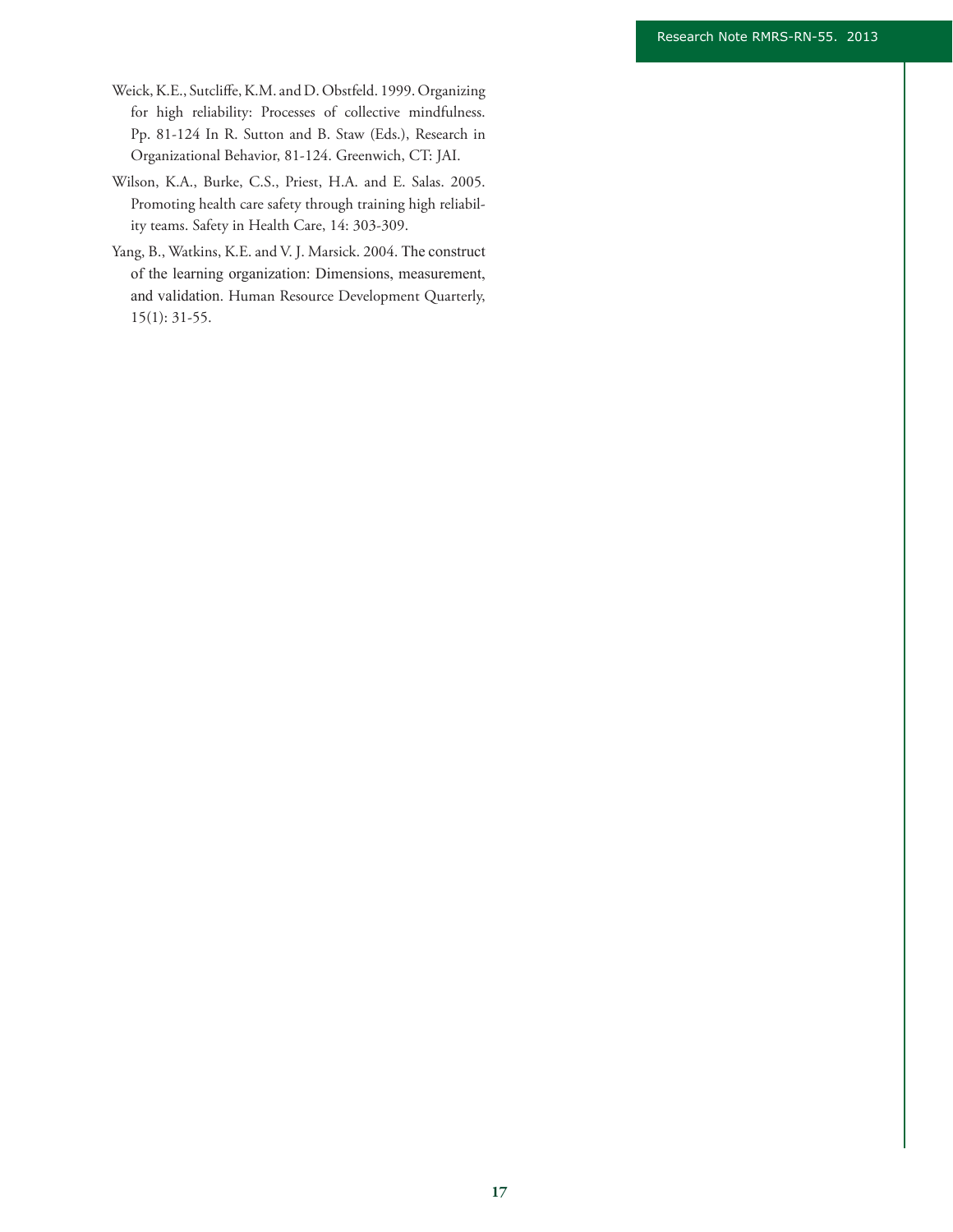Weick, K.E., Sutcliffe, K.M. and D. Obstfeld. 1999. Organizing for high reliability: Processes of collective mindfulness. Pp. 81-124 In R. Sutton and B. Staw (Eds.), Research in Organizational Behavior, 81-124. Greenwich, CT: JAI.

Wilson, K.A., Burke, C.S., Priest, H.A. and E. Salas. 2005. Promoting health care safety through training high reliability teams. Safety in Health Care, 14: 303-309.

Yang, B., Watkins, K.E. and V. J. Marsick. 2004. The construct of the learning organization: Dimensions, measurement, and validation. Human Resource Development Quarterly, 15(1): 31-55.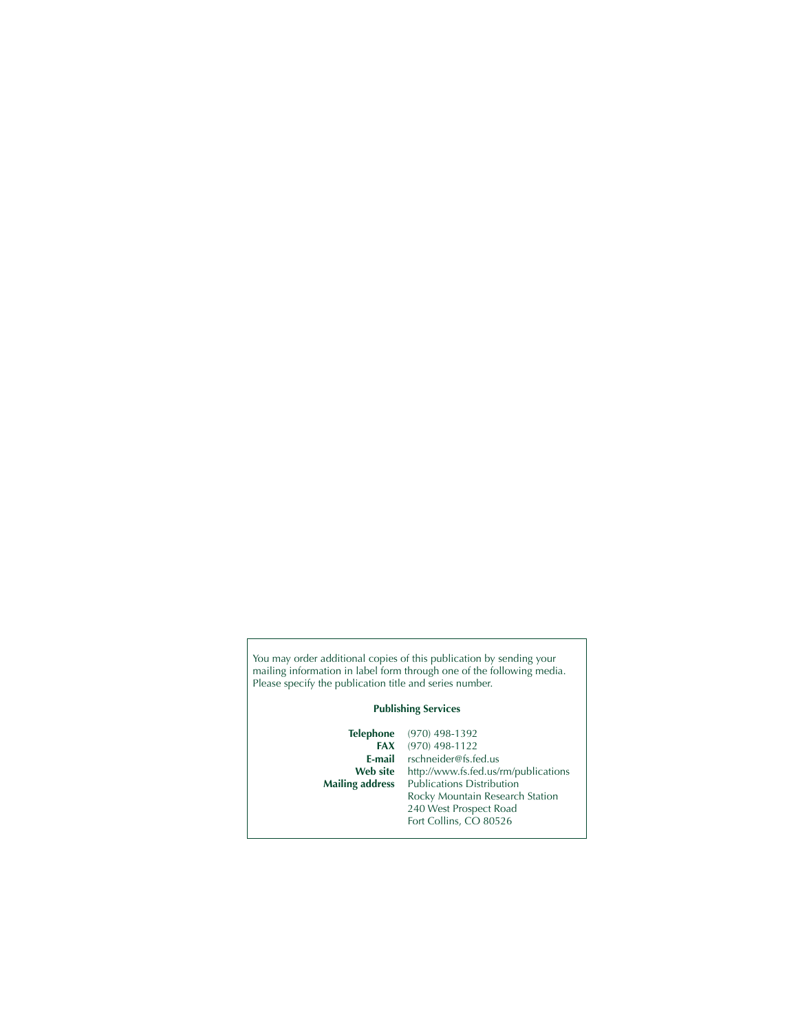You may order additional copies of this publication by sending your mailing information in label form through one of the following media. Please specify the publication title and series number.

**Publishing Services**

| | |
|---|---|
| **Telephone** | (970) 498-1392 |
| **FAX** | (970) 498-1122 |
| **E-mail** | rschneider@fs.fed.us |
| **Web site** | http://www.fs.fed.us/rm/publications |
| **Mailing address** | Publications Distribution<br>Rocky Mountain Research Station<br>240 West Prospect Road<br>Fort Collins, CO 80526 |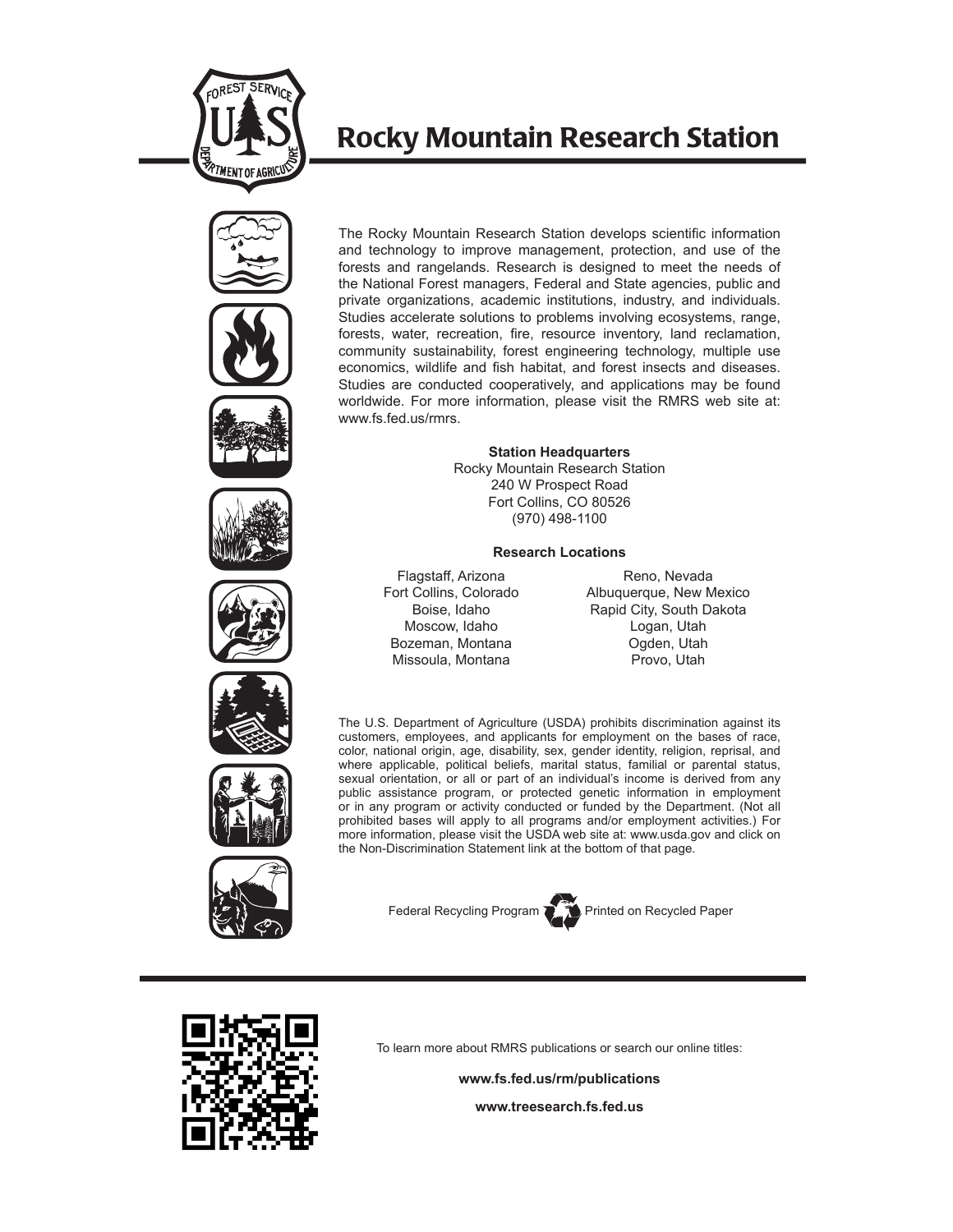# Rocky Mountain Research Station

The Rocky Mountain Research Station develops scientific information and technology to improve management, protection, and use of the forests and rangelands. Research is designed to meet the needs of the National Forest managers, Federal and State agencies, public and private organizations, academic institutions, industry, and individuals. Studies accelerate solutions to problems involving ecosystems, range, forests, water, recreation, fire, resource inventory, land reclamation, community sustainability, forest engineering technology, multiple use economics, wildlife and fish habitat, and forest insects and diseases. Studies are conducted cooperatively, and applications may be found worldwide. For more information, please visit the RMRS web site at: www.fs.fed.us/rmrs.

**Station Headquarters**

Rocky Mountain Research Station
240 W Prospect Road
Fort Collins, CO 80526
(970) 498-1100

**Research Locations**

| | |
|---|---|
| Flagstaff, Arizona | Reno, Nevada |
| Fort Collins, Colorado | Albuquerque, New Mexico |
| Boise, Idaho | Rapid City, South Dakota |
| Moscow, Idaho | Logan, Utah |
| Bozeman, Montana | Ogden, Utah |
| Missoula, Montana | Provo, Utah |

The U.S. Department of Agriculture (USDA) prohibits discrimination against its customers, employees, and applicants for employment on the bases of race, color, national origin, age, disability, sex, gender identity, religion, reprisal, and where applicable, political beliefs, marital status, familial or parental status, sexual orientation, or all or part of an individual's income is derived from any public assistance program, or protected genetic information in employment or in any program or activity conducted or funded by the Department. (Not all prohibited bases will apply to all programs and/or employment activities.) For more information, please visit the USDA web site at: www.usda.gov and click on the Non-Discrimination Statement link at the bottom of that page.

Federal Recycling Program Printed on Recycled Paper

To learn more about RMRS publications or search our online titles:

**www.fs.fed.us/rm/publications**

**www.treesearch.fs.fed.us**